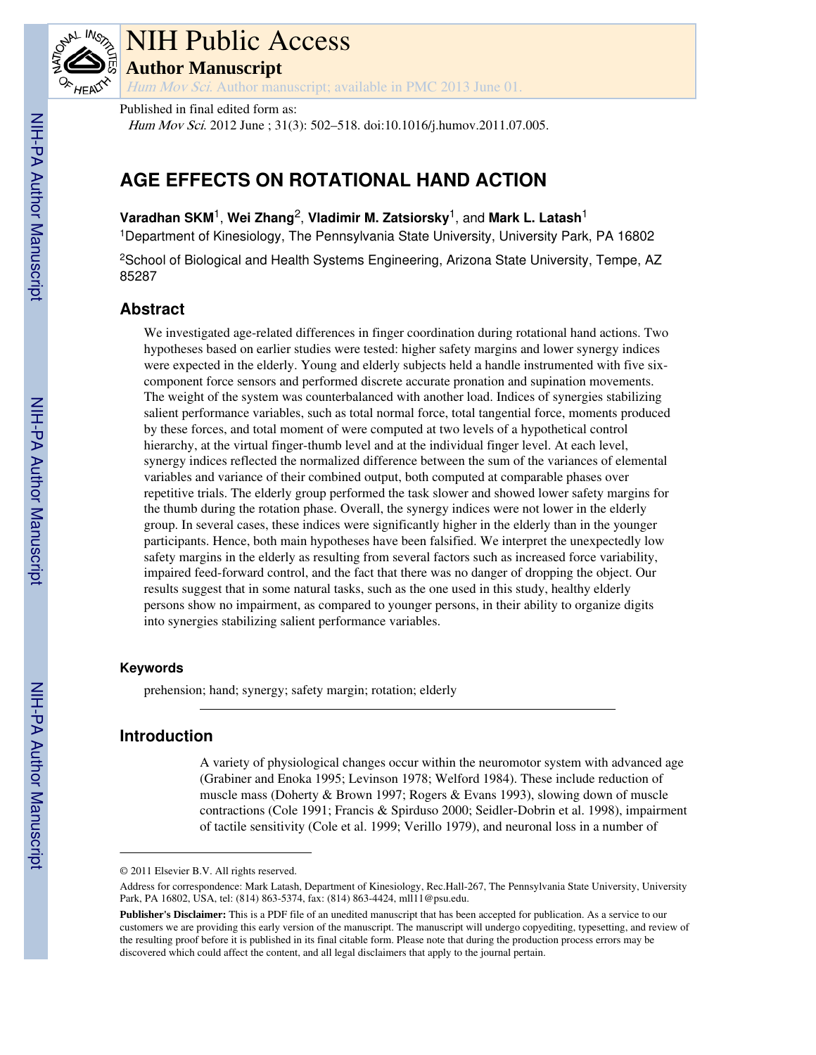Published in final edited form as:

*Hum Mov Sci*. 2012 June ; 31(3): 502–518. doi:10.1016/j.humov.2011.07.005.

# AGE EFFECTS ON ROTATIONAL HAND ACTION

**Varadhan SKM**[1], **Wei Zhang**[2], **Vladimir M. Zatsiorsky**[1], and **Mark L. Latash**[1]

[1]Department of Kinesiology, The Pennsylvania State University, University Park, PA 16802

[2]School of Biological and Health Systems Engineering, Arizona State University, Tempe, AZ 85287

## Abstract

We investigated age-related differences in finger coordination during rotational hand actions. Two hypotheses based on earlier studies were tested: higher safety margins and lower synergy indices were expected in the elderly. Young and elderly subjects held a handle instrumented with five six-component force sensors and performed discrete accurate pronation and supination movements. The weight of the system was counterbalanced with another load. Indices of synergies stabilizing salient performance variables, such as total normal force, total tangential force, moments produced by these forces, and total moment of were computed at two levels of a hypothetical control hierarchy, at the virtual finger-thumb level and at the individual finger level. At each level, synergy indices reflected the normalized difference between the sum of the variances of elemental variables and variance of their combined output, both computed at comparable phases over repetitive trials. The elderly group performed the task slower and showed lower safety margins for the thumb during the rotation phase. Overall, the synergy indices were not lower in the elderly group. In several cases, these indices were significantly higher in the elderly than in the younger participants. Hence, both main hypotheses have been falsified. We interpret the unexpectedly low safety margins in the elderly as resulting from several factors such as increased force variability, impaired feed-forward control, and the fact that there was no danger of dropping the object. Our results suggest that in some natural tasks, such as the one used in this study, healthy elderly persons show no impairment, as compared to younger persons, in their ability to organize digits into synergies stabilizing salient performance variables.

### Keywords

prehension; hand; synergy; safety margin; rotation; elderly

## Introduction

A variety of physiological changes occur within the neuromotor system with advanced age (Grabiner and Enoka 1995; Levinson 1978; Welford 1984). These include reduction of muscle mass (Doherty & Brown 1997; Rogers & Evans 1993), slowing down of muscle contractions (Cole 1991; Francis & Spirduso 2000; Seidler-Dobrin et al. 1998), impairment of tactile sensitivity (Cole et al. 1999; Verillo 1979), and neuronal loss in a number of

© 2011 Elsevier B.V. All rights reserved.

Address for correspondence: Mark Latash, Department of Kinesiology, Rec.Hall-267, The Pennsylvania State University, University Park, PA 16802, USA, tel: (814) 863-5374, fax: (814) 863-4424, mll11@psu.edu.

**Publisher's Disclaimer:** This is a PDF file of an unedited manuscript that has been accepted for publication. As a service to our customers we are providing this early version of the manuscript. The manuscript will undergo copyediting, typesetting, and review of the resulting proof before it is published in its final citable form. Please note that during the production process errors may be discovered which could affect the content, and all legal disclaimers that apply to the journal pertain.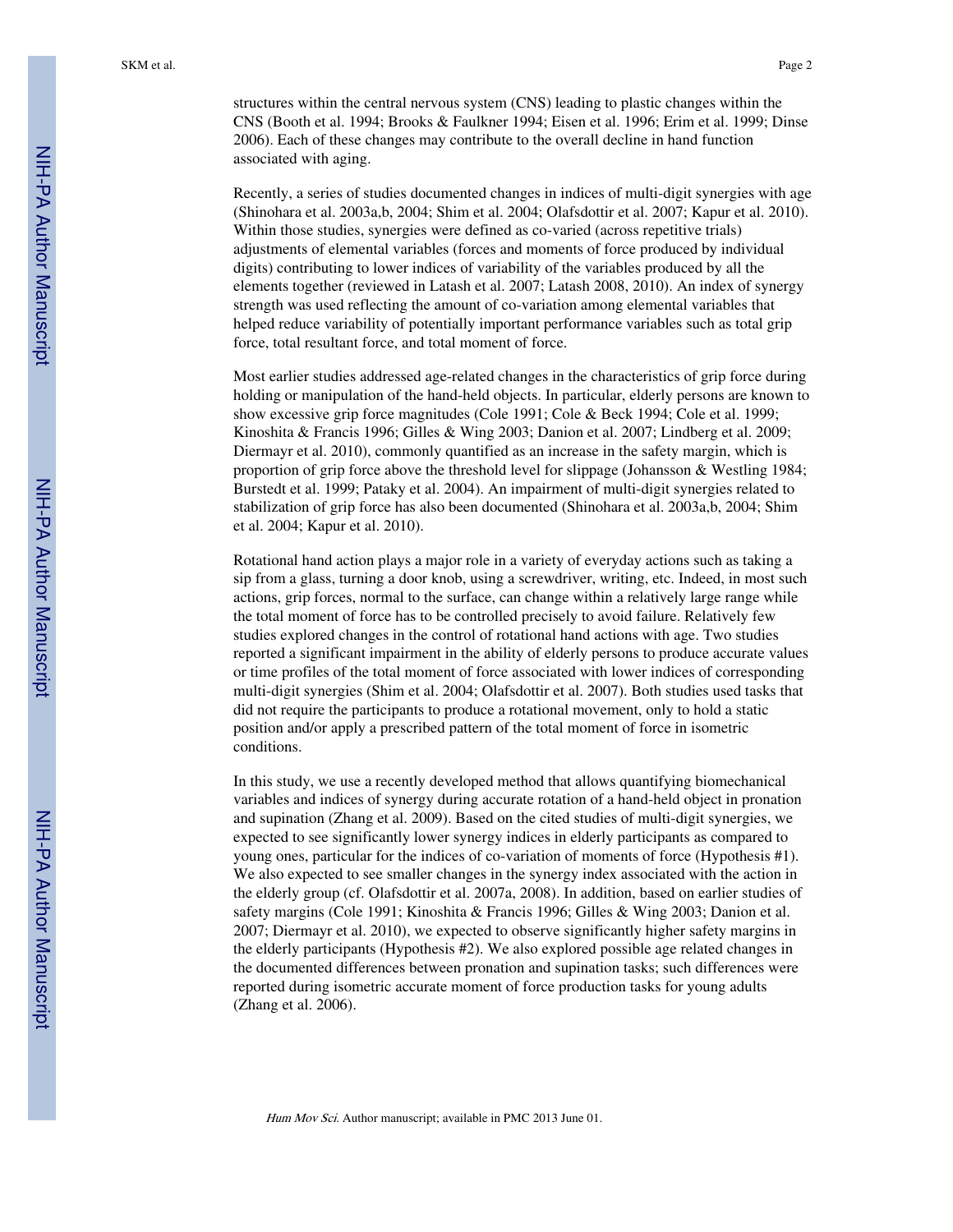structures within the central nervous system (CNS) leading to plastic changes within the CNS (Booth et al. 1994; Brooks & Faulkner 1994; Eisen et al. 1996; Erim et al. 1999; Dinse 2006). Each of these changes may contribute to the overall decline in hand function associated with aging.

Recently, a series of studies documented changes in indices of multi-digit synergies with age (Shinohara et al. 2003a,b, 2004; Shim et al. 2004; Olafsdottir et al. 2007; Kapur et al. 2010). Within those studies, synergies were defined as co-varied (across repetitive trials) adjustments of elemental variables (forces and moments of force produced by individual digits) contributing to lower indices of variability of the variables produced by all the elements together (reviewed in Latash et al. 2007; Latash 2008, 2010). An index of synergy strength was used reflecting the amount of co-variation among elemental variables that helped reduce variability of potentially important performance variables such as total grip force, total resultant force, and total moment of force.

Most earlier studies addressed age-related changes in the characteristics of grip force during holding or manipulation of the hand-held objects. In particular, elderly persons are known to show excessive grip force magnitudes (Cole 1991; Cole & Beck 1994; Cole et al. 1999; Kinoshita & Francis 1996; Gilles & Wing 2003; Danion et al. 2007; Lindberg et al. 2009; Diermayr et al. 2010), commonly quantified as an increase in the safety margin, which is proportion of grip force above the threshold level for slippage (Johansson & Westling 1984; Burstedt et al. 1999; Pataky et al. 2004). An impairment of multi-digit synergies related to stabilization of grip force has also been documented (Shinohara et al. 2003a,b, 2004; Shim et al. 2004; Kapur et al. 2010).

Rotational hand action plays a major role in a variety of everyday actions such as taking a sip from a glass, turning a door knob, using a screwdriver, writing, etc. Indeed, in most such actions, grip forces, normal to the surface, can change within a relatively large range while the total moment of force has to be controlled precisely to avoid failure. Relatively few studies explored changes in the control of rotational hand actions with age. Two studies reported a significant impairment in the ability of elderly persons to produce accurate values or time profiles of the total moment of force associated with lower indices of corresponding multi-digit synergies (Shim et al. 2004; Olafsdottir et al. 2007). Both studies used tasks that did not require the participants to produce a rotational movement, only to hold a static position and/or apply a prescribed pattern of the total moment of force in isometric conditions.

In this study, we use a recently developed method that allows quantifying biomechanical variables and indices of synergy during accurate rotation of a hand-held object in pronation and supination (Zhang et al. 2009). Based on the cited studies of multi-digit synergies, we expected to see significantly lower synergy indices in elderly participants as compared to young ones, particular for the indices of co-variation of moments of force (Hypothesis #1). We also expected to see smaller changes in the synergy index associated with the action in the elderly group (cf. Olafsdottir et al. 2007a, 2008). In addition, based on earlier studies of safety margins (Cole 1991; Kinoshita & Francis 1996; Gilles & Wing 2003; Danion et al. 2007; Diermayr et al. 2010), we expected to observe significantly higher safety margins in the elderly participants (Hypothesis #2). We also explored possible age related changes in the documented differences between pronation and supination tasks; such differences were reported during isometric accurate moment of force production tasks for young adults (Zhang et al. 2006).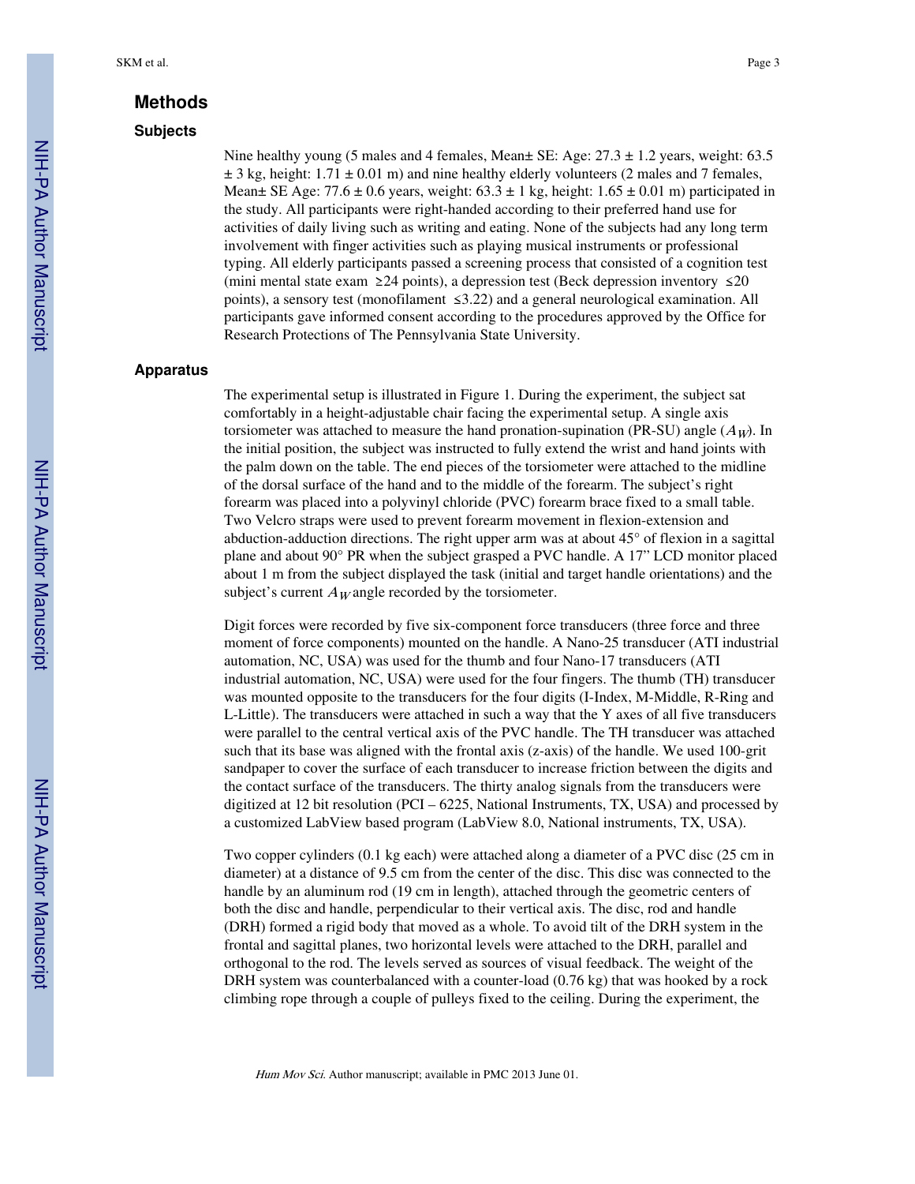## Methods

### Subjects

Nine healthy young (5 males and 4 females, Mean± SE: Age: 27.3 ± 1.2 years, weight: 63.5 ± 3 kg, height: 1.71 ± 0.01 m) and nine healthy elderly volunteers (2 males and 7 females, Mean± SE Age: 77.6 ± 0.6 years, weight: 63.3 ± 1 kg, height: 1.65 ± 0.01 m) participated in the study. All participants were right-handed according to their preferred hand use for activities of daily living such as writing and eating. None of the subjects had any long term involvement with finger activities such as playing musical instruments or professional typing. All elderly participants passed a screening process that consisted of a cognition test (mini mental state exam ≥24 points), a depression test (Beck depression inventory ≤20 points), a sensory test (monofilament ≤3.22) and a general neurological examination. All participants gave informed consent according to the procedures approved by the Office for Research Protections of The Pennsylvania State University.

### Apparatus

The experimental setup is illustrated in Figure 1. During the experiment, the subject sat comfortably in a height-adjustable chair facing the experimental setup. A single axis torsiometer was attached to measure the hand pronation-supination (PR-SU) angle ($A_W$). In the initial position, the subject was instructed to fully extend the wrist and hand joints with the palm down on the table. The end pieces of the torsiometer were attached to the midline of the dorsal surface of the hand and to the middle of the forearm. The subject's right forearm was placed into a polyvinyl chloride (PVC) forearm brace fixed to a small table. Two Velcro straps were used to prevent forearm movement in flexion-extension and abduction-adduction directions. The right upper arm was at about 45° of flexion in a sagittal plane and about 90° PR when the subject grasped a PVC handle. A 17" LCD monitor placed about 1 m from the subject displayed the task (initial and target handle orientations) and the subject's current $A_W$ angle recorded by the torsiometer.

Digit forces were recorded by five six-component force transducers (three force and three moment of force components) mounted on the handle. A Nano-25 transducer (ATI industrial automation, NC, USA) was used for the thumb and four Nano-17 transducers (ATI industrial automation, NC, USA) were used for the four fingers. The thumb (TH) transducer was mounted opposite to the transducers for the four digits (I-Index, M-Middle, R-Ring and L-Little). The transducers were attached in such a way that the Y axes of all five transducers were parallel to the central vertical axis of the PVC handle. The TH transducer was attached such that its base was aligned with the frontal axis (z-axis) of the handle. We used 100-grit sandpaper to cover the surface of each transducer to increase friction between the digits and the contact surface of the transducers. The thirty analog signals from the transducers were digitized at 12 bit resolution (PCI – 6225, National Instruments, TX, USA) and processed by a customized LabView based program (LabView 8.0, National instruments, TX, USA).

Two copper cylinders (0.1 kg each) were attached along a diameter of a PVC disc (25 cm in diameter) at a distance of 9.5 cm from the center of the disc. This disc was connected to the handle by an aluminum rod (19 cm in length), attached through the geometric centers of both the disc and handle, perpendicular to their vertical axis. The disc, rod and handle (DRH) formed a rigid body that moved as a whole. To avoid tilt of the DRH system in the frontal and sagittal planes, two horizontal levels were attached to the DRH, parallel and orthogonal to the rod. The levels served as sources of visual feedback. The weight of the DRH system was counterbalanced with a counter-load (0.76 kg) that was hooked by a rock climbing rope through a couple of pulleys fixed to the ceiling. During the experiment, the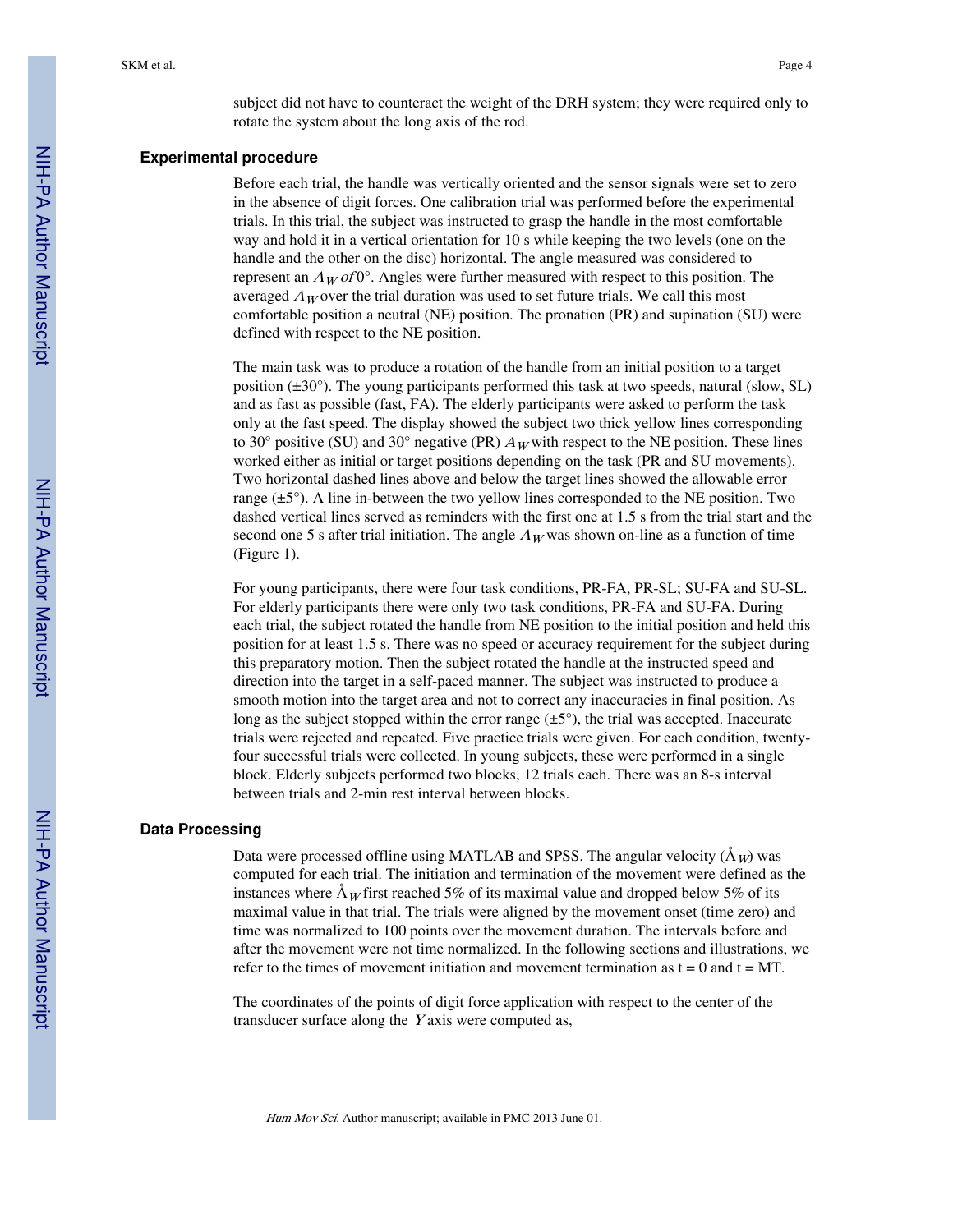subject did not have to counteract the weight of the DRH system; they were required only to rotate the system about the long axis of the rod.

## Experimental procedure

Before each trial, the handle was vertically oriented and the sensor signals were set to zero in the absence of digit forces. One calibration trial was performed before the experimental trials. In this trial, the subject was instructed to grasp the handle in the most comfortable way and hold it in a vertical orientation for 10 s while keeping the two levels (one on the handle and the other on the disc) horizontal. The angle measured was considered to represent an $A_W$ *of* 0°. Angles were further measured with respect to this position. The averaged $A_W$ over the trial duration was used to set future trials. We call this most comfortable position a neutral (NE) position. The pronation (PR) and supination (SU) were defined with respect to the NE position.

The main task was to produce a rotation of the handle from an initial position to a target position (±30°). The young participants performed this task at two speeds, natural (slow, SL) and as fast as possible (fast, FA). The elderly participants were asked to perform the task only at the fast speed. The display showed the subject two thick yellow lines corresponding to 30° positive (SU) and 30° negative (PR) $A_W$ with respect to the NE position. These lines worked either as initial or target positions depending on the task (PR and SU movements). Two horizontal dashed lines above and below the target lines showed the allowable error range (±5°). A line in-between the two yellow lines corresponded to the NE position. Two dashed vertical lines served as reminders with the first one at 1.5 s from the trial start and the second one 5 s after trial initiation. The angle $A_W$ was shown on-line as a function of time (Figure 1).

For young participants, there were four task conditions, PR-FA, PR-SL; SU-FA and SU-SL. For elderly participants there were only two task conditions, PR-FA and SU-FA. During each trial, the subject rotated the handle from NE position to the initial position and held this position for at least 1.5 s. There was no speed or accuracy requirement for the subject during this preparatory motion. Then the subject rotated the handle at the instructed speed and direction into the target in a self-paced manner. The subject was instructed to produce a smooth motion into the target area and not to correct any inaccuracies in final position. As long as the subject stopped within the error range (±5°), the trial was accepted. Inaccurate trials were rejected and repeated. Five practice trials were given. For each condition, twenty-four successful trials were collected. In young subjects, these were performed in a single block. Elderly subjects performed two blocks, 12 trials each. There was an 8-s interval between trials and 2-min rest interval between blocks.

## Data Processing

Data were processed offline using MATLAB and SPSS. The angular velocity ($\mathring{A}_W$) was computed for each trial. The initiation and termination of the movement were defined as the instances where $\mathring{A}_W$ first reached 5% of its maximal value and dropped below 5% of its maximal value in that trial. The trials were aligned by the movement onset (time zero) and time was normalized to 100 points over the movement duration. The intervals before and after the movement were not time normalized. In the following sections and illustrations, we refer to the times of movement initiation and movement termination as t = 0 and t = MT.

The coordinates of the points of digit force application with respect to the center of the transducer surface along the $Y$ axis were computed as,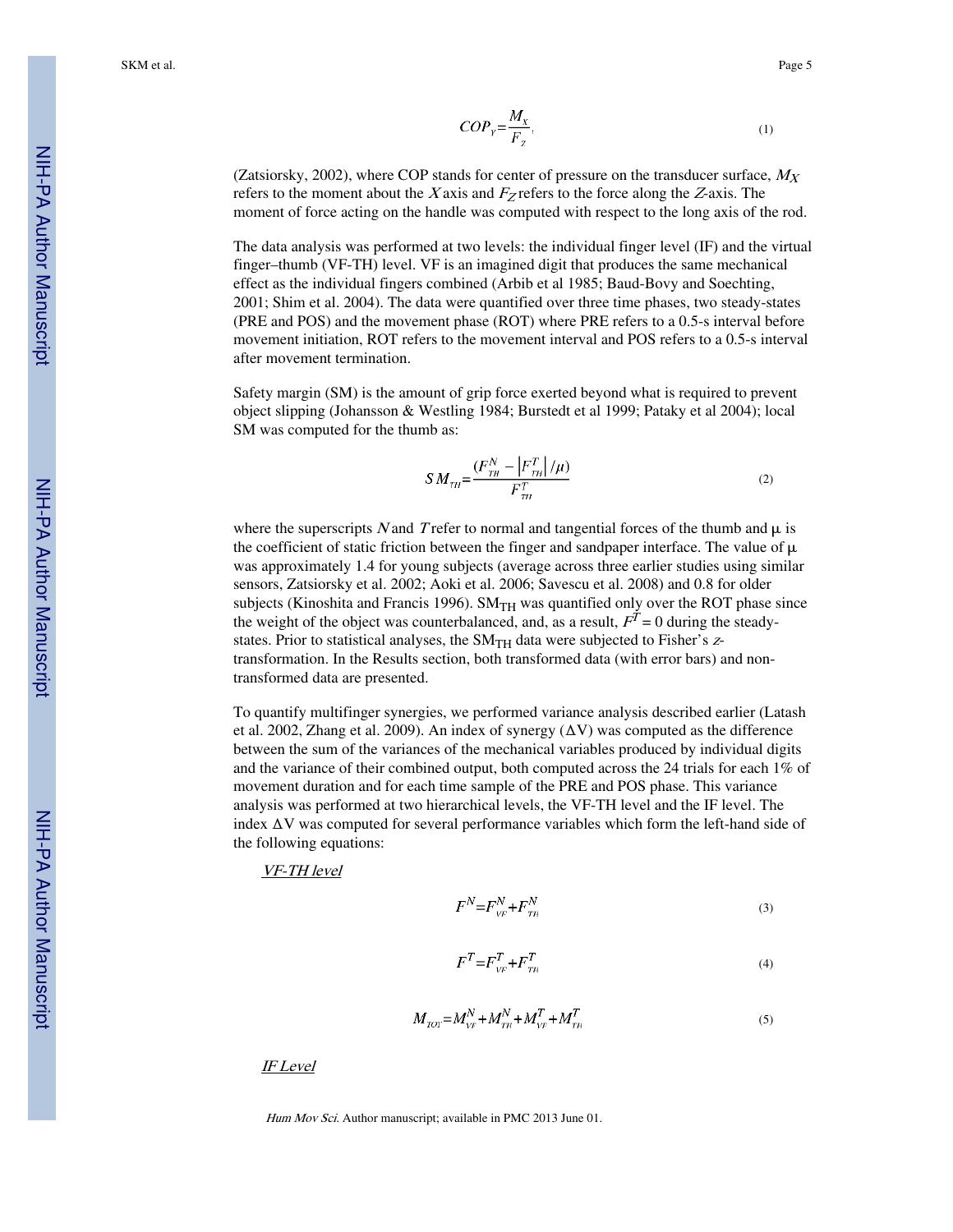$$COP_Y = \frac{M_X}{F_Z}, \tag{1}$$

(Zatsiorsky, 2002), where COP stands for center of pressure on the transducer surface, $M_X$ refers to the moment about the $X$ axis and $F_Z$ refers to the force along the $Z$-axis. The moment of force acting on the handle was computed with respect to the long axis of the rod.

The data analysis was performed at two levels: the individual finger level (IF) and the virtual finger–thumb (VF-TH) level. VF is an imagined digit that produces the same mechanical effect as the individual fingers combined (Arbib et al 1985; Baud-Bovy and Soechting, 2001; Shim et al. 2004). The data were quantified over three time phases, two steady-states (PRE and POS) and the movement phase (ROT) where PRE refers to a 0.5-s interval before movement initiation, ROT refers to the movement interval and POS refers to a 0.5-s interval after movement termination.

Safety margin (SM) is the amount of grip force exerted beyond what is required to prevent object slipping (Johansson & Westling 1984; Burstedt et al 1999; Pataky et al 2004); local SM was computed for the thumb as:

$$SM_{TH} = \frac{(F^N_{TH} - \left|F^T_{TH}\right|/\mu)}{F^T_{TH}} \tag{2}$$

where the superscripts $N$ and $T$ refer to normal and tangential forces of the thumb and $\mu$ is the coefficient of static friction between the finger and sandpaper interface. The value of $\mu$ was approximately 1.4 for young subjects (average across three earlier studies using similar sensors, Zatsiorsky et al. 2002; Aoki et al. 2006; Savescu et al. 2008) and 0.8 for older subjects (Kinoshita and Francis 1996). $SM_{TH}$ was quantified only over the ROT phase since the weight of the object was counterbalanced, and, as a result, $F^T = 0$ during the steady-states. Prior to statistical analyses, the $SM_{TH}$ data were subjected to Fisher's $z$-transformation. In the Results section, both transformed data (with error bars) and non-transformed data are presented.

To quantify multifinger synergies, we performed variance analysis described earlier (Latash et al. 2002, Zhang et al. 2009). An index of synergy ($\Delta V$) was computed as the difference between the sum of the variances of the mechanical variables produced by individual digits and the variance of their combined output, both computed across the 24 trials for each 1% of movement duration and for each time sample of the PRE and POS phase. This variance analysis was performed at two hierarchical levels, the VF-TH level and the IF level. The index $\Delta V$ was computed for several performance variables which form the left-hand side of the following equations:

*VF-TH level*

$$F^N = F^N_{VF} + F^N_{TH} \tag{3}$$

$$F^T = F^T_{VF} + F^T_{TH} \tag{4}$$

$$M_{TOT} = M^N_{VF} + M^N_{TH} + M^T_{VF} + M^T_{TH} \tag{5}$$

*IF Level*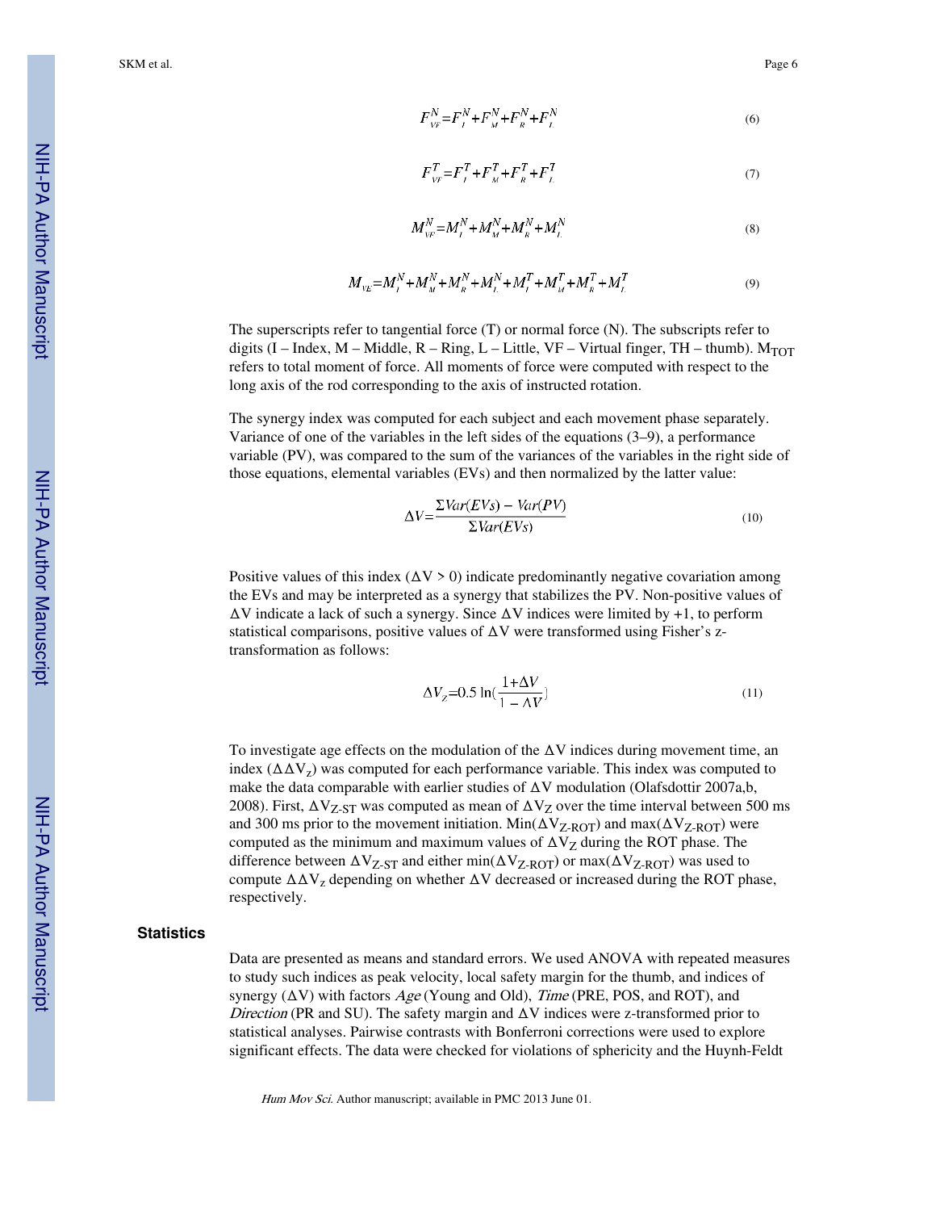$$F_{VF}^{N}=F_{I}^{N}+F_{M}^{N}+F_{R}^{N}+F_{L}^{N} \quad (6)$$

$$F_{VF}^{T}=F_{I}^{T}+F_{M}^{T}+F_{R}^{T}+F_{L}^{T} \quad (7)$$

$$M_{VF}^{N}=M_{I}^{N}+M_{M}^{N}+M_{R}^{N}+M_{L}^{N} \quad (8)$$

$$M_{VF}=M_{I}^{N}+M_{M}^{N}+M_{R}^{N}+M_{L}^{N}+M_{I}^{T}+M_{M}^{T}+M_{R}^{T}+M_{L}^{T} \quad (9)$$

The superscripts refer to tangential force (T) or normal force (N). The subscripts refer to digits (I – Index, M – Middle, R – Ring, L – Little, VF – Virtual finger, TH – thumb). $M_{TOT}$ refers to total moment of force. All moments of force were computed with respect to the long axis of the rod corresponding to the axis of instructed rotation.

The synergy index was computed for each subject and each movement phase separately. Variance of one of the variables in the left sides of the equations (3–9), a performance variable (PV), was compared to the sum of the variances of the variables in the right side of those equations, elemental variables (EVs) and then normalized by the latter value:

$$\Delta V=\frac{\Sigma Var(EVs)-Var(PV)}{\Sigma Var(EVs)} \quad (10)$$

Positive values of this index ($\Delta V > 0$) indicate predominantly negative covariation among the EVs and may be interpreted as a synergy that stabilizes the PV. Non-positive values of $\Delta V$ indicate a lack of such a synergy. Since $\Delta V$ indices were limited by +1, to perform statistical comparisons, positive values of $\Delta V$ were transformed using Fisher's z-transformation as follows:

$$\Delta V_{Z}=0.5\ \ln\left(\frac{1+\Delta V}{1-\Delta V}\right) \quad (11)$$

To investigate age effects on the modulation of the $\Delta V$ indices during movement time, an index ($\Delta\Delta V_z$) was computed for each performance variable. This index was computed to make the data comparable with earlier studies of $\Delta V$ modulation (Olafsdottir 2007a,b, 2008). First, $\Delta V_{Z\text{-}ST}$ was computed as mean of $\Delta V_Z$ over the time interval between 500 ms and 300 ms prior to the movement initiation. Min($\Delta V_{Z\text{-}ROT}$) and max($\Delta V_{Z\text{-}ROT}$) were computed as the minimum and maximum values of $\Delta V_Z$ during the ROT phase. The difference between $\Delta V_{Z\text{-}ST}$ and either min($\Delta V_{Z\text{-}ROT}$) or max($\Delta V_{Z\text{-}ROT}$) was used to compute $\Delta\Delta V_z$ depending on whether $\Delta V$ decreased or increased during the ROT phase, respectively.

## Statistics

Data are presented as means and standard errors. We used ANOVA with repeated measures to study such indices as peak velocity, local safety margin for the thumb, and indices of synergy ($\Delta V$) with factors *Age* (Young and Old), *Time* (PRE, POS, and ROT), and *Direction* (PR and SU). The safety margin and $\Delta V$ indices were z-transformed prior to statistical analyses. Pairwise contrasts with Bonferroni corrections were used to explore significant effects. The data were checked for violations of sphericity and the Huynh-Feldt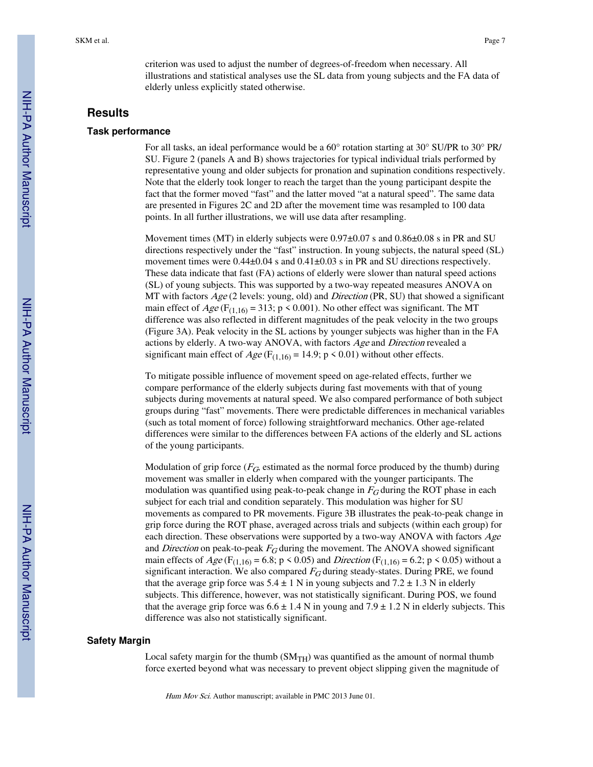criterion was used to adjust the number of degrees-of-freedom when necessary. All illustrations and statistical analyses use the SL data from young subjects and the FA data of elderly unless explicitly stated otherwise.

## Results

### Task performance

For all tasks, an ideal performance would be a 60° rotation starting at 30° SU/PR to 30° PR/SU. Figure 2 (panels A and B) shows trajectories for typical individual trials performed by representative young and older subjects for pronation and supination conditions respectively. Note that the elderly took longer to reach the target than the young participant despite the fact that the former moved "fast" and the latter moved "at a natural speed". The same data are presented in Figures 2C and 2D after the movement time was resampled to 100 data points. In all further illustrations, we will use data after resampling.

Movement times (MT) in elderly subjects were 0.97±0.07 s and 0.86±0.08 s in PR and SU directions respectively under the "fast" instruction. In young subjects, the natural speed (SL) movement times were 0.44±0.04 s and 0.41±0.03 s in PR and SU directions respectively. These data indicate that fast (FA) actions of elderly were slower than natural speed actions (SL) of young subjects. This was supported by a two-way repeated measures ANOVA on MT with factors *Age* (2 levels: young, old) and *Direction* (PR, SU) that showed a significant main effect of *Age* ($F_{(1,16)} = 313$; $p < 0.001$). No other effect was significant. The MT difference was also reflected in different magnitudes of the peak velocity in the two groups (Figure 3A). Peak velocity in the SL actions by younger subjects was higher than in the FA actions by elderly. A two-way ANOVA, with factors *Age* and *Direction* revealed a significant main effect of *Age* ($F_{(1,16)} = 14.9$; $p < 0.01$) without other effects.

To mitigate possible influence of movement speed on age-related effects, further we compare performance of the elderly subjects during fast movements with that of young subjects during movements at natural speed. We also compared performance of both subject groups during "fast" movements. There were predictable differences in mechanical variables (such as total moment of force) following straightforward mechanics. Other age-related differences were similar to the differences between FA actions of the elderly and SL actions of the young participants.

Modulation of grip force ($F_G$, estimated as the normal force produced by the thumb) during movement was smaller in elderly when compared with the younger participants. The modulation was quantified using peak-to-peak change in $F_G$ during the ROT phase in each subject for each trial and condition separately. This modulation was higher for SU movements as compared to PR movements. Figure 3B illustrates the peak-to-peak change in grip force during the ROT phase, averaged across trials and subjects (within each group) for each direction. These observations were supported by a two-way ANOVA with factors *Age* and *Direction* on peak-to-peak $F_G$ during the movement. The ANOVA showed significant main effects of *Age* ($F_{(1,16)} = 6.8$; $p < 0.05$) and *Direction* ($F_{(1,16)} = 6.2$; $p < 0.05$) without a significant interaction. We also compared $F_G$ during steady-states. During PRE, we found that the average grip force was 5.4 ± 1 N in young subjects and 7.2 ± 1.3 N in elderly subjects. This difference, however, was not statistically significant. During POS, we found that the average grip force was 6.6 ± 1.4 N in young and 7.9 ± 1.2 N in elderly subjects. This difference was also not statistically significant.

### Safety Margin

Local safety margin for the thumb ($SM_{TH}$) was quantified as the amount of normal thumb force exerted beyond what was necessary to prevent object slipping given the magnitude of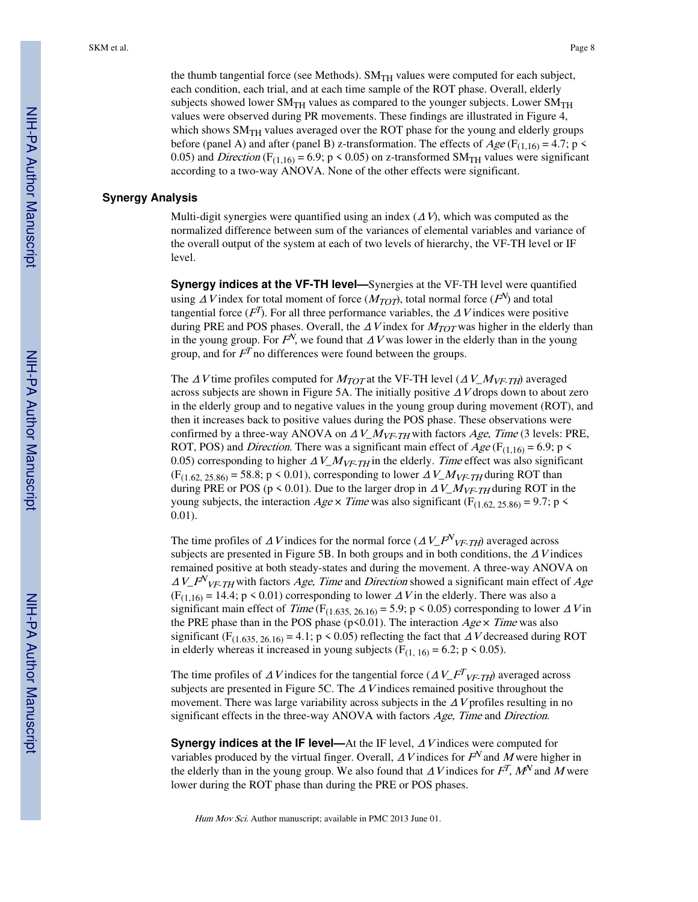the thumb tangential force (see Methods). $SM_{TH}$ values were computed for each subject, each condition, each trial, and at each time sample of the ROT phase. Overall, elderly subjects showed lower $SM_{TH}$ values as compared to the younger subjects. Lower $SM_{TH}$ values were observed during PR movements. These findings are illustrated in Figure 4, which shows $SM_{TH}$ values averaged over the ROT phase for the young and elderly groups before (panel A) and after (panel B) z-transformation. The effects of *Age* ($F_{(1,16)} = 4.7$; $p < 0.05$) and *Direction* ($F_{(1,16)} = 6.9$; $p < 0.05$) on z-transformed $SM_{TH}$ values were significant according to a two-way ANOVA. None of the other effects were significant.

## Synergy Analysis

Multi-digit synergies were quantified using an index ($\Delta V$), which was computed as the normalized difference between sum of the variances of elemental variables and variance of the overall output of the system at each of two levels of hierarchy, the VF-TH level or IF level.

**Synergy indices at the VF-TH level—**Synergies at the VF-TH level were quantified using $\Delta V$ index for total moment of force ($M_{TOT}$), total normal force ($F^N$) and total tangential force ($F^T$). For all three performance variables, the $\Delta V$ indices were positive during PRE and POS phases. Overall, the $\Delta V$ index for $M_{TOT}$ was higher in the elderly than in the young group. For $F^N$, we found that $\Delta V$ was lower in the elderly than in the young group, and for $F^T$ no differences were found between the groups.

The $\Delta V$ time profiles computed for $M_{TOT}$ at the VF-TH level ($\Delta V\_M_{VF\text{-}TH}$) averaged across subjects are shown in Figure 5A. The initially positive $\Delta V$ drops down to about zero in the elderly group and to negative values in the young group during movement (ROT), and then it increases back to positive values during the POS phase. These observations were confirmed by a three-way ANOVA on $\Delta V\_M_{VF\text{-}TH}$ with factors *Age, Time* (3 levels: PRE, ROT, POS) and *Direction*. There was a significant main effect of *Age* ($F_{(1,16)} = 6.9$; $p < 0.05$) corresponding to higher $\Delta V\_M_{VF\text{-}TH}$ in the elderly. *Time* effect was also significant ($F_{(1.62,\ 25.86)} = 58.8$; $p < 0.01$), corresponding to lower $\Delta V\_M_{VF\text{-}TH}$ during ROT than during PRE or POS ($p < 0.01$). Due to the larger drop in $\Delta V\_M_{VF\text{-}TH}$ during ROT in the young subjects, the interaction *Age* × *Time* was also significant ($F_{(1.62,\ 25.86)} = 9.7$; $p < 0.01$).

The time profiles of $\Delta V$ indices for the normal force ($\Delta V\_F^N_{VF\text{-}TH}$) averaged across subjects are presented in Figure 5B. In both groups and in both conditions, the $\Delta V$ indices remained positive at both steady-states and during the movement. A three-way ANOVA on $\Delta V\_F^N_{VF\text{-}TH}$ with factors *Age, Time* and *Direction* showed a significant main effect of *Age* ($F_{(1,16)} = 14.4$; $p < 0.01$) corresponding to lower $\Delta V$ in the elderly. There was also a significant main effect of *Time* ($F_{(1.635,\ 26.16)} = 5.9$; $p < 0.05$) corresponding to lower $\Delta V$ in the PRE phase than in the POS phase ($p<0.01$). The interaction *Age* × *Time* was also significant ($F_{(1.635,\ 26.16)} = 4.1$; $p < 0.05$) reflecting the fact that $\Delta V$ decreased during ROT in elderly whereas it increased in young subjects ($F_{(1,\ 16)} = 6.2$; $p < 0.05$).

The time profiles of $\Delta V$ indices for the tangential force ($\Delta V\_F^T_{VF\text{-}TH}$) averaged across subjects are presented in Figure 5C. The $\Delta V$ indices remained positive throughout the movement. There was large variability across subjects in the $\Delta V$ profiles resulting in no significant effects in the three-way ANOVA with factors *Age, Time* and *Direction*.

**Synergy indices at the IF level—**At the IF level, $\Delta V$ indices were computed for variables produced by the virtual finger. Overall, $\Delta V$ indices for $F^N$ and $M$ were higher in the elderly than in the young group. We also found that $\Delta V$ indices for $F^T$, $M^N$ and $M$ were lower during the ROT phase than during the PRE or POS phases.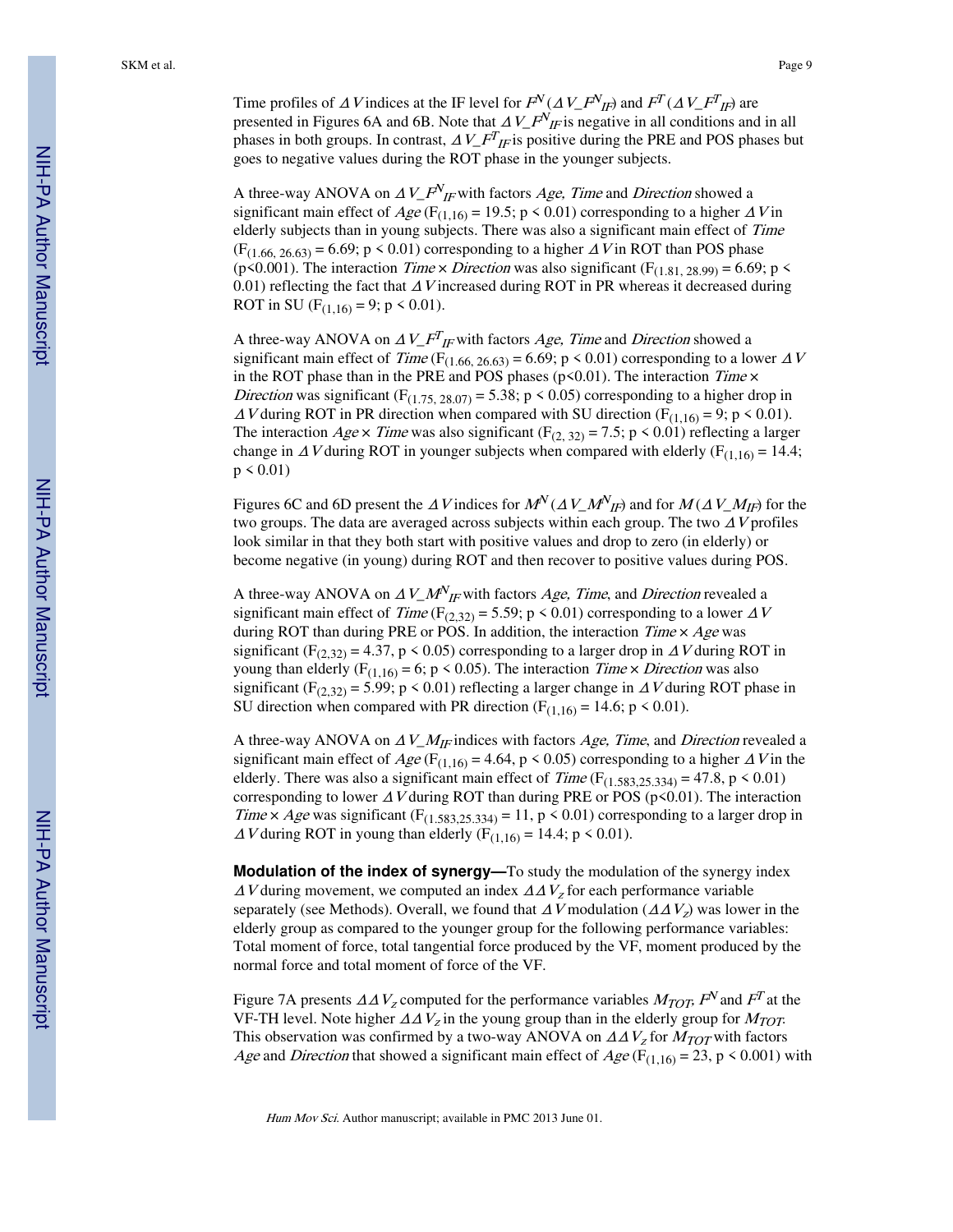Time profiles of $\Delta V$ indices at the IF level for $F^N$ ($\Delta V\_F^N_{IF}$) and $F^T$ ($\Delta V\_F^T_{IF}$) are presented in Figures 6A and 6B. Note that $\Delta V\_F^N_{IF}$ is negative in all conditions and in all phases in both groups. In contrast, $\Delta V\_F^T_{IF}$ is positive during the PRE and POS phases but goes to negative values during the ROT phase in the younger subjects.

A three-way ANOVA on $\Delta V\_F^N_{IF}$ with factors *Age, Time* and *Direction* showed a significant main effect of *Age* ($F_{(1,16)} = 19.5$; $p < 0.01$) corresponding to a higher $\Delta V$ in elderly subjects than in young subjects. There was also a significant main effect of *Time* ($F_{(1.66, 26.63)} = 6.69$; $p < 0.01$) corresponding to a higher $\Delta V$ in ROT than POS phase ($p<0.001$). The interaction *Time* × *Direction* was also significant ($F_{(1.81, 28.99)} = 6.69$; $p < 0.01$) reflecting the fact that $\Delta V$ increased during ROT in PR whereas it decreased during ROT in SU ($F_{(1,16)} = 9$; $p < 0.01$).

A three-way ANOVA on $\Delta V\_F^T_{IF}$ with factors *Age, Time* and *Direction* showed a significant main effect of *Time* ($F_{(1.66, 26.63)} = 6.69$; $p < 0.01$) corresponding to a lower $\Delta V$ in the ROT phase than in the PRE and POS phases ($p<0.01$). The interaction *Time* × *Direction* was significant ($F_{(1.75, 28.07)} = 5.38$; $p < 0.05$) corresponding to a higher drop in $\Delta V$ during ROT in PR direction when compared with SU direction ($F_{(1,16)} = 9$; $p < 0.01$). The interaction *Age* × *Time* was also significant ($F_{(2, 32)} = 7.5$; $p < 0.01$) reflecting a larger change in $\Delta V$ during ROT in younger subjects when compared with elderly ($F_{(1,16)} = 14.4$; $p < 0.01$)

Figures 6C and 6D present the $\Delta V$ indices for $M^N$ ($\Delta V\_M^N_{IF}$) and for $M$ ($\Delta V\_M_{IF}$) for the two groups. The data are averaged across subjects within each group. The two $\Delta V$ profiles look similar in that they both start with positive values and drop to zero (in elderly) or become negative (in young) during ROT and then recover to positive values during POS.

A three-way ANOVA on $\Delta V\_M^N_{IF}$ with factors *Age, Time*, and *Direction* revealed a significant main effect of *Time* ($F_{(2,32)} = 5.59$; $p < 0.01$) corresponding to a lower $\Delta V$ during ROT than during PRE or POS. In addition, the interaction *Time* × *Age* was significant ($F_{(2,32)} = 4.37$, $p < 0.05$) corresponding to a larger drop in $\Delta V$ during ROT in young than elderly ($F_{(1,16)} = 6$; $p < 0.05$). The interaction *Time* × *Direction* was also significant ($F_{(2,32)} = 5.99$; $p < 0.01$) reflecting a larger change in $\Delta V$ during ROT phase in SU direction when compared with PR direction ($F_{(1,16)} = 14.6$; $p < 0.01$).

A three-way ANOVA on $\Delta V\_M_{IF}$ indices with factors *Age, Time*, and *Direction* revealed a significant main effect of *Age* ($F_{(1,16)} = 4.64$, $p < 0.05$) corresponding to a higher $\Delta V$ in the elderly. There was also a significant main effect of *Time* ($F_{(1.583,25.334)} = 47.8$, $p < 0.01$) corresponding to lower $\Delta V$ during ROT than during PRE or POS ($p<0.01$). The interaction *Time* × *Age* was significant ($F_{(1.583,25.334)} = 11$, $p < 0.01$) corresponding to a larger drop in $\Delta V$ during ROT in young than elderly ($F_{(1,16)} = 14.4$; $p < 0.01$).

**Modulation of the index of synergy—**To study the modulation of the synergy index $\Delta V$ during movement, we computed an index $\Delta\Delta V_Z$ for each performance variable separately (see Methods). Overall, we found that $\Delta V$ modulation ($\Delta\Delta V_Z$) was lower in the elderly group as compared to the younger group for the following performance variables: Total moment of force, total tangential force produced by the VF, moment produced by the normal force and total moment of force of the VF.

Figure 7A presents $\Delta\Delta V_Z$ computed for the performance variables $M_{TOT}$, $F^N$ and $F^T$ at the VF-TH level. Note higher $\Delta\Delta V_Z$ in the young group than in the elderly group for $M_{TOT}$. This observation was confirmed by a two-way ANOVA on $\Delta\Delta V_Z$ for $M_{TOT}$ with factors *Age* and *Direction* that showed a significant main effect of *Age* ($F_{(1,16)} = 23$, $p < 0.001$) with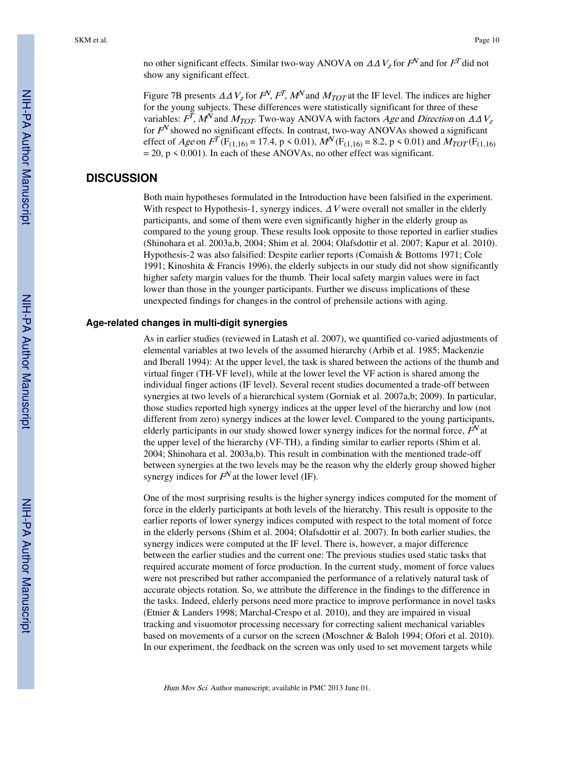no other significant effects. Similar two-way ANOVA on $\Delta\Delta V_z$ for $F^N$ and for $F^T$ did not show any significant effect.

Figure 7B presents $\Delta\Delta V_z$ for $F^N$, $F^T$, $M^N$ and $M_{TOT}$ at the IF level. The indices are higher for the young subjects. These differences were statistically significant for three of these variables: $F^T$, $M^N$ and $M_{TOT}$. Two-way ANOVA with factors *Age* and *Direction* on $\Delta\Delta V_z$ for $F^N$ showed no significant effects. In contrast, two-way ANOVAs showed a significant effect of *Age* on $F^T$ ($F_{(1,16)} = 17.4$, $p < 0.01$), $M^N$ ($F_{(1,16)} = 8.2$, $p < 0.01$) and $M_{TOT}$ ($F_{(1,16)} = 20$, $p < 0.001$). In each of these ANOVAs, no other effect was significant.

## DISCUSSION

Both main hypotheses formulated in the Introduction have been falsified in the experiment. With respect to Hypothesis-1, synergy indices, $\Delta V$ were overall not smaller in the elderly participants, and some of them were even significantly higher in the elderly group as compared to the young group. These results look opposite to those reported in earlier studies (Shinohara et al. 2003a,b, 2004; Shim et al. 2004; Olafsdottir et al. 2007; Kapur et al. 2010). Hypothesis-2 was also falsified: Despite earlier reports (Comaish & Bottoms 1971; Cole 1991; Kinoshita & Francis 1996), the elderly subjects in our study did not show significantly higher safety margin values for the thumb. Their local safety margin values were in fact lower than those in the younger participants. Further we discuss implications of these unexpected findings for changes in the control of prehensile actions with aging.

### Age-related changes in multi-digit synergies

As in earlier studies (reviewed in Latash et al. 2007), we quantified co-varied adjustments of elemental variables at two levels of the assumed hierarchy (Arbib et al. 1985; Mackenzie and Iberall 1994): At the upper level, the task is shared between the actions of the thumb and virtual finger (TH-VF level), while at the lower level the VF action is shared among the individual finger actions (IF level). Several recent studies documented a trade-off between synergies at two levels of a hierarchical system (Gorniak et al. 2007a,b; 2009). In particular, those studies reported high synergy indices at the upper level of the hierarchy and low (not different from zero) synergy indices at the lower level. Compared to the young participants, elderly participants in our study showed lower synergy indices for the normal force, $F^N$ at the upper level of the hierarchy (VF-TH), a finding similar to earlier reports (Shim et al. 2004; Shinohara et al. 2003a,b). This result in combination with the mentioned trade-off between synergies at the two levels may be the reason why the elderly group showed higher synergy indices for $F^N$ at the lower level (IF).

One of the most surprising results is the higher synergy indices computed for the moment of force in the elderly participants at both levels of the hierarchy. This result is opposite to the earlier reports of lower synergy indices computed with respect to the total moment of force in the elderly persons (Shim et al. 2004; Olafsdottir et al. 2007). In both earlier studies, the synergy indices were computed at the IF level. There is, however, a major difference between the earlier studies and the current one: The previous studies used static tasks that required accurate moment of force production. In the current study, moment of force values were not prescribed but rather accompanied the performance of a relatively natural task of accurate objects rotation. So, we attribute the difference in the findings to the difference in the tasks. Indeed, elderly persons need more practice to improve performance in novel tasks (Etnier & Landers 1998; Marchal-Crespo et al. 2010), and they are impaired in visual tracking and visuomotor processing necessary for correcting salient mechanical variables based on movements of a cursor on the screen (Moschner & Baloh 1994; Ofori et al. 2010). In our experiment, the feedback on the screen was only used to set movement targets while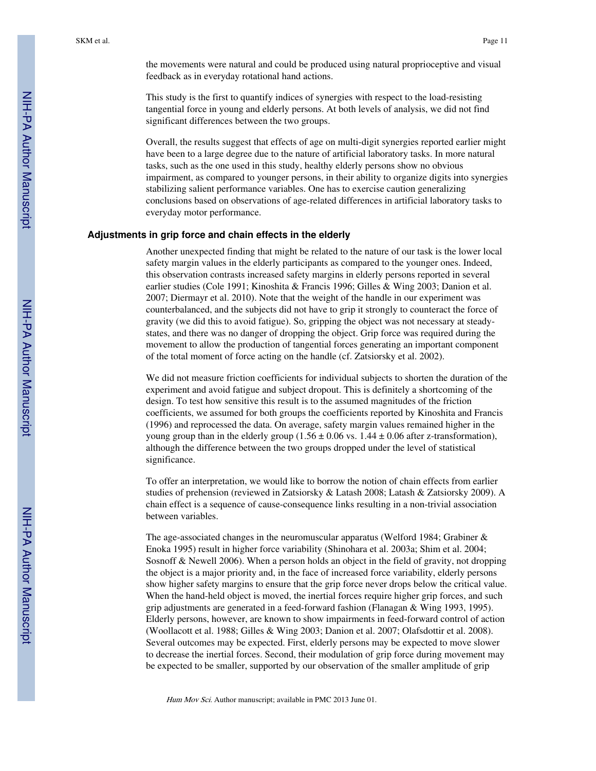the movements were natural and could be produced using natural proprioceptive and visual feedback as in everyday rotational hand actions.

This study is the first to quantify indices of synergies with respect to the load-resisting tangential force in young and elderly persons. At both levels of analysis, we did not find significant differences between the two groups.

Overall, the results suggest that effects of age on multi-digit synergies reported earlier might have been to a large degree due to the nature of artificial laboratory tasks. In more natural tasks, such as the one used in this study, healthy elderly persons show no obvious impairment, as compared to younger persons, in their ability to organize digits into synergies stabilizing salient performance variables. One has to exercise caution generalizing conclusions based on observations of age-related differences in artificial laboratory tasks to everyday motor performance.

### Adjustments in grip force and chain effects in the elderly

Another unexpected finding that might be related to the nature of our task is the lower local safety margin values in the elderly participants as compared to the younger ones. Indeed, this observation contrasts increased safety margins in elderly persons reported in several earlier studies (Cole 1991; Kinoshita & Francis 1996; Gilles & Wing 2003; Danion et al. 2007; Diermayr et al. 2010). Note that the weight of the handle in our experiment was counterbalanced, and the subjects did not have to grip it strongly to counteract the force of gravity (we did this to avoid fatigue). So, gripping the object was not necessary at steady-states, and there was no danger of dropping the object. Grip force was required during the movement to allow the production of tangential forces generating an important component of the total moment of force acting on the handle (cf. Zatsiorsky et al. 2002).

We did not measure friction coefficients for individual subjects to shorten the duration of the experiment and avoid fatigue and subject dropout. This is definitely a shortcoming of the design. To test how sensitive this result is to the assumed magnitudes of the friction coefficients, we assumed for both groups the coefficients reported by Kinoshita and Francis (1996) and reprocessed the data. On average, safety margin values remained higher in the young group than in the elderly group ($1.56 \pm 0.06$ vs. $1.44 \pm 0.06$ after z-transformation), although the difference between the two groups dropped under the level of statistical significance.

To offer an interpretation, we would like to borrow the notion of chain effects from earlier studies of prehension (reviewed in Zatsiorsky & Latash 2008; Latash & Zatsiorsky 2009). A chain effect is a sequence of cause-consequence links resulting in a non-trivial association between variables.

The age-associated changes in the neuromuscular apparatus (Welford 1984; Grabiner & Enoka 1995) result in higher force variability (Shinohara et al. 2003a; Shim et al. 2004; Sosnoff & Newell 2006). When a person holds an object in the field of gravity, not dropping the object is a major priority and, in the face of increased force variability, elderly persons show higher safety margins to ensure that the grip force never drops below the critical value. When the hand-held object is moved, the inertial forces require higher grip forces, and such grip adjustments are generated in a feed-forward fashion (Flanagan & Wing 1993, 1995). Elderly persons, however, are known to show impairments in feed-forward control of action (Woollacott et al. 1988; Gilles & Wing 2003; Danion et al. 2007; Olafsdottir et al. 2008). Several outcomes may be expected. First, elderly persons may be expected to move slower to decrease the inertial forces. Second, their modulation of grip force during movement may be expected to be smaller, supported by our observation of the smaller amplitude of grip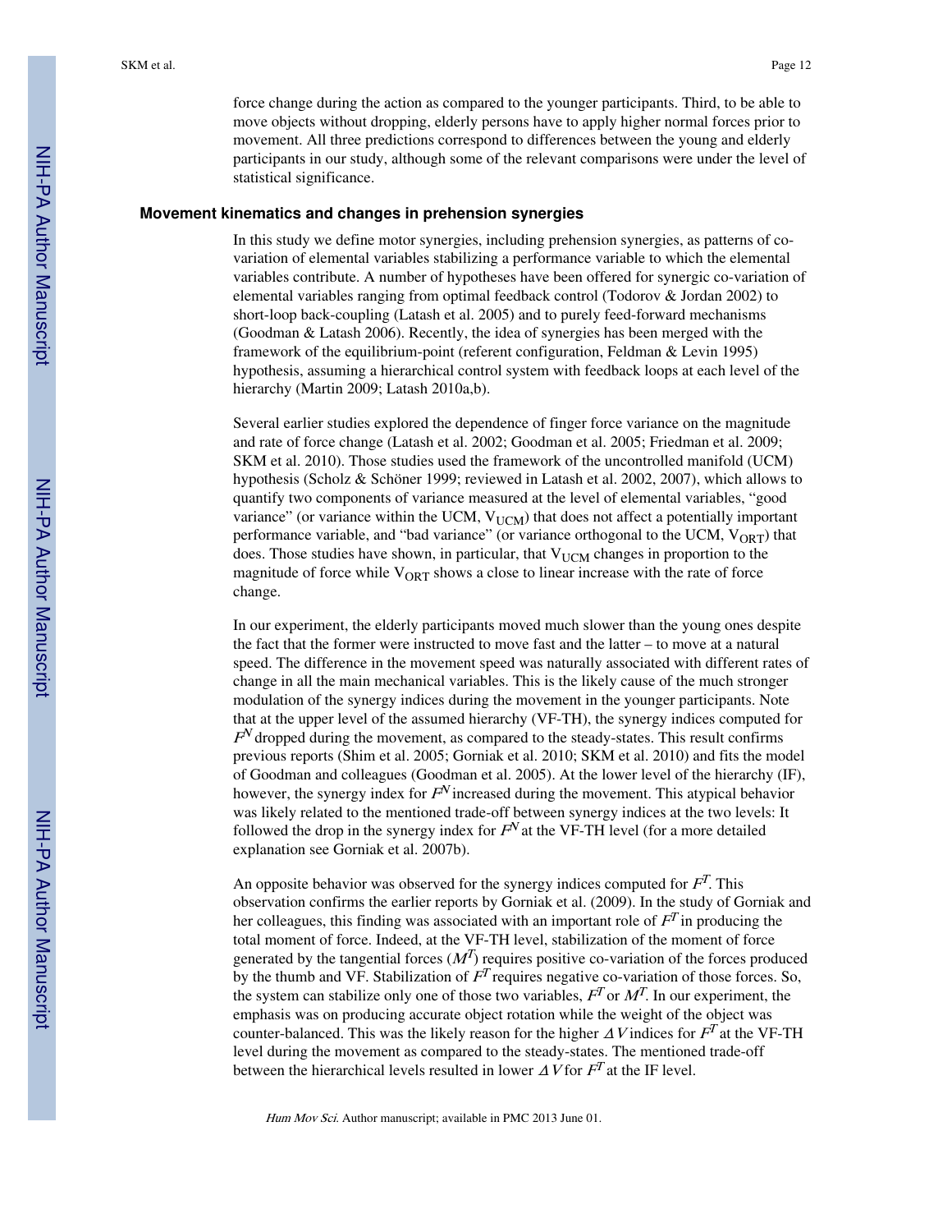force change during the action as compared to the younger participants. Third, to be able to move objects without dropping, elderly persons have to apply higher normal forces prior to movement. All three predictions correspond to differences between the young and elderly participants in our study, although some of the relevant comparisons were under the level of statistical significance.

### Movement kinematics and changes in prehension synergies

In this study we define motor synergies, including prehension synergies, as patterns of co-variation of elemental variables stabilizing a performance variable to which the elemental variables contribute. A number of hypotheses have been offered for synergic co-variation of elemental variables ranging from optimal feedback control (Todorov & Jordan 2002) to short-loop back-coupling (Latash et al. 2005) and to purely feed-forward mechanisms (Goodman & Latash 2006). Recently, the idea of synergies has been merged with the framework of the equilibrium-point (referent configuration, Feldman & Levin 1995) hypothesis, assuming a hierarchical control system with feedback loops at each level of the hierarchy (Martin 2009; Latash 2010a,b).

Several earlier studies explored the dependence of finger force variance on the magnitude and rate of force change (Latash et al. 2002; Goodman et al. 2005; Friedman et al. 2009; SKM et al. 2010). Those studies used the framework of the uncontrolled manifold (UCM) hypothesis (Scholz & Schöner 1999; reviewed in Latash et al. 2002, 2007), which allows to quantify two components of variance measured at the level of elemental variables, "good variance" (or variance within the UCM, $V_{UCM}$) that does not affect a potentially important performance variable, and "bad variance" (or variance orthogonal to the UCM, $V_{ORT}$) that does. Those studies have shown, in particular, that $V_{UCM}$ changes in proportion to the magnitude of force while $V_{ORT}$ shows a close to linear increase with the rate of force change.

In our experiment, the elderly participants moved much slower than the young ones despite the fact that the former were instructed to move fast and the latter – to move at a natural speed. The difference in the movement speed was naturally associated with different rates of change in all the main mechanical variables. This is the likely cause of the much stronger modulation of the synergy indices during the movement in the younger participants. Note that at the upper level of the assumed hierarchy (VF-TH), the synergy indices computed for $F^N$ dropped during the movement, as compared to the steady-states. This result confirms previous reports (Shim et al. 2005; Gorniak et al. 2010; SKM et al. 2010) and fits the model of Goodman and colleagues (Goodman et al. 2005). At the lower level of the hierarchy (IF), however, the synergy index for $F^N$ increased during the movement. This atypical behavior was likely related to the mentioned trade-off between synergy indices at the two levels: It followed the drop in the synergy index for $F^N$ at the VF-TH level (for a more detailed explanation see Gorniak et al. 2007b).

An opposite behavior was observed for the synergy indices computed for $F^T$. This observation confirms the earlier reports by Gorniak et al. (2009). In the study of Gorniak and her colleagues, this finding was associated with an important role of $F^T$ in producing the total moment of force. Indeed, at the VF-TH level, stabilization of the moment of force generated by the tangential forces ($M^T$) requires positive co-variation of the forces produced by the thumb and VF. Stabilization of $F^T$ requires negative co-variation of those forces. So, the system can stabilize only one of those two variables, $F^T$ or $M^T$. In our experiment, the emphasis was on producing accurate object rotation while the weight of the object was counter-balanced. This was the likely reason for the higher $\Delta V$ indices for $F^T$ at the VF-TH level during the movement as compared to the steady-states. The mentioned trade-off between the hierarchical levels resulted in lower $\Delta V$ for $F^T$ at the IF level.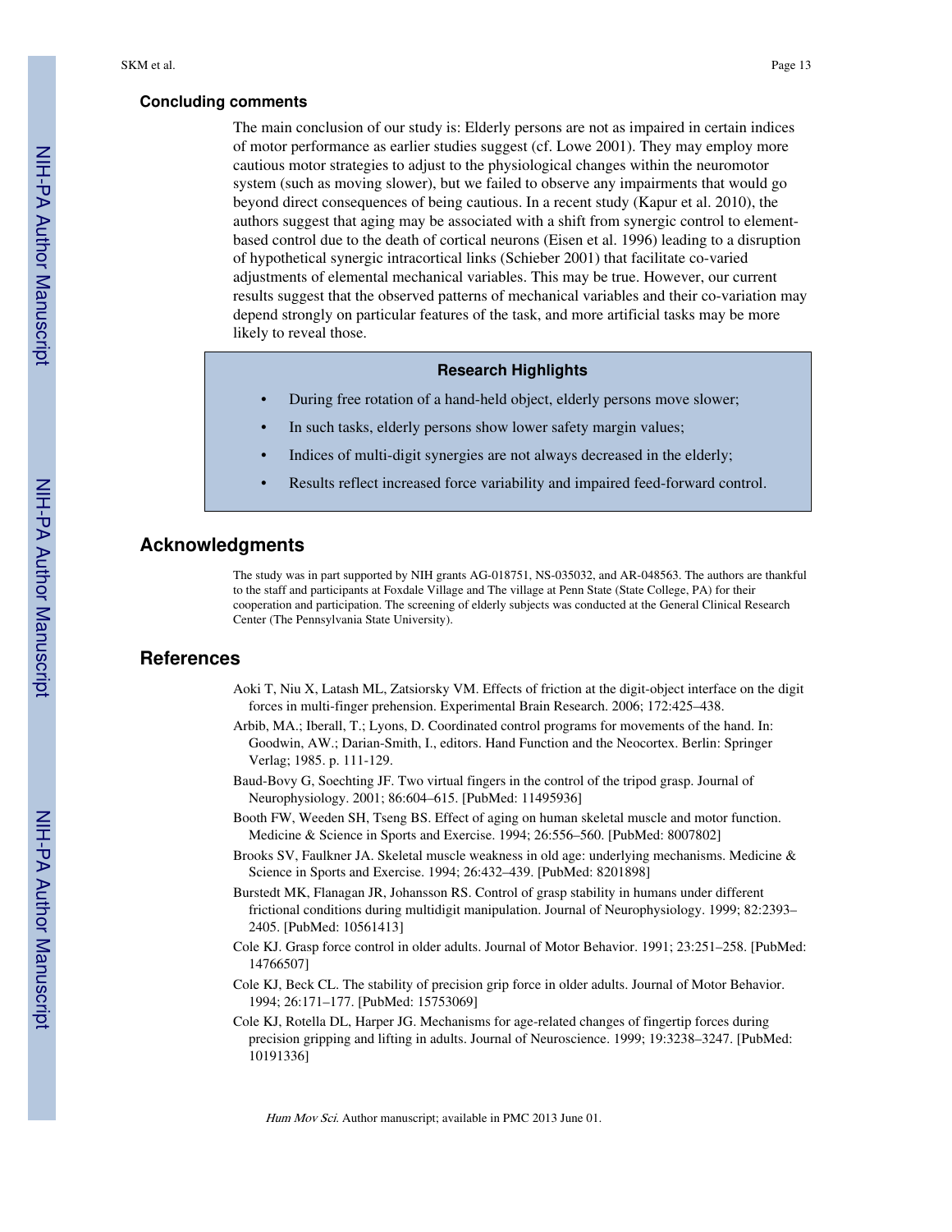### Concluding comments

The main conclusion of our study is: Elderly persons are not as impaired in certain indices of motor performance as earlier studies suggest (cf. Lowe 2001). They may employ more cautious motor strategies to adjust to the physiological changes within the neuromotor system (such as moving slower), but we failed to observe any impairments that would go beyond direct consequences of being cautious. In a recent study (Kapur et al. 2010), the authors suggest that aging may be associated with a shift from synergic control to element-based control due to the death of cortical neurons (Eisen et al. 1996) leading to a disruption of hypothetical synergic intracortical links (Schieber 2001) that facilitate co-varied adjustments of elemental mechanical variables. This may be true. However, our current results suggest that the observed patterns of mechanical variables and their co-variation may depend strongly on particular features of the task, and more artificial tasks may be more likely to reveal those.

**Research Highlights**

- During free rotation of a hand-held object, elderly persons move slower;
- In such tasks, elderly persons show lower safety margin values;
- Indices of multi-digit synergies are not always decreased in the elderly;
- Results reflect increased force variability and impaired feed-forward control.

## Acknowledgments

The study was in part supported by NIH grants AG-018751, NS-035032, and AR-048563. The authors are thankful to the staff and participants at Foxdale Village and The village at Penn State (State College, PA) for their cooperation and participation. The screening of elderly subjects was conducted at the General Clinical Research Center (The Pennsylvania State University).

## References

Aoki T, Niu X, Latash ML, Zatsiorsky VM. Effects of friction at the digit-object interface on the digit forces in multi-finger prehension. Experimental Brain Research. 2006; 172:425–438.

Arbib, MA.; Iberall, T.; Lyons, D. Coordinated control programs for movements of the hand. In: Goodwin, AW.; Darian-Smith, I., editors. Hand Function and the Neocortex. Berlin: Springer Verlag; 1985. p. 111-129.

Baud-Bovy G, Soechting JF. Two virtual fingers in the control of the tripod grasp. Journal of Neurophysiology. 2001; 86:604–615. [PubMed: 11495936]

Booth FW, Weeden SH, Tseng BS. Effect of aging on human skeletal muscle and motor function. Medicine & Science in Sports and Exercise. 1994; 26:556–560. [PubMed: 8007802]

Brooks SV, Faulkner JA. Skeletal muscle weakness in old age: underlying mechanisms. Medicine & Science in Sports and Exercise. 1994; 26:432–439. [PubMed: 8201898]

Burstedt MK, Flanagan JR, Johansson RS. Control of grasp stability in humans under different frictional conditions during multidigit manipulation. Journal of Neurophysiology. 1999; 82:2393–2405. [PubMed: 10561413]

Cole KJ. Grasp force control in older adults. Journal of Motor Behavior. 1991; 23:251–258. [PubMed: 14766507]

Cole KJ, Beck CL. The stability of precision grip force in older adults. Journal of Motor Behavior. 1994; 26:171–177. [PubMed: 15753069]

Cole KJ, Rotella DL, Harper JG. Mechanisms for age-related changes of fingertip forces during precision gripping and lifting in adults. Journal of Neuroscience. 1999; 19:3238–3247. [PubMed: 10191336]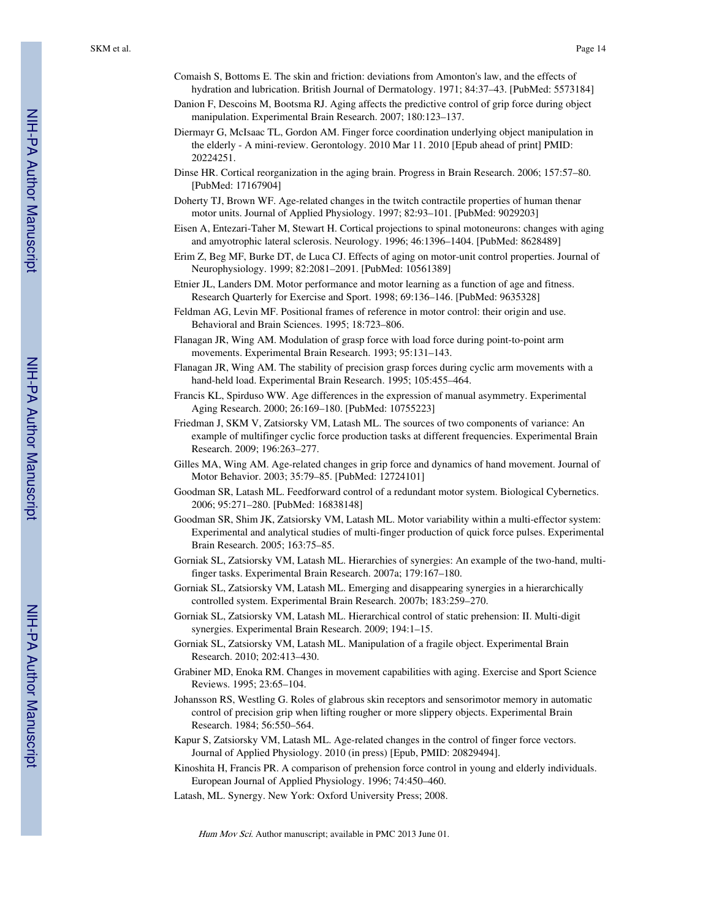Comaish S, Bottoms E. The skin and friction: deviations from Amonton's law, and the effects of hydration and lubrication. British Journal of Dermatology. 1971; 84:37–43. [PubMed: 5573184]

Danion F, Descoins M, Bootsma RJ. Aging affects the predictive control of grip force during object manipulation. Experimental Brain Research. 2007; 180:123–137.

Diermayr G, McIsaac TL, Gordon AM. Finger force coordination underlying object manipulation in the elderly - A mini-review. Gerontology. 2010 Mar 11. 2010 [Epub ahead of print] PMID: 20224251.

Dinse HR. Cortical reorganization in the aging brain. Progress in Brain Research. 2006; 157:57–80. [PubMed: 17167904]

Doherty TJ, Brown WF. Age-related changes in the twitch contractile properties of human thenar motor units. Journal of Applied Physiology. 1997; 82:93–101. [PubMed: 9029203]

Eisen A, Entezari-Taher M, Stewart H. Cortical projections to spinal motoneurons: changes with aging and amyotrophic lateral sclerosis. Neurology. 1996; 46:1396–1404. [PubMed: 8628489]

Erim Z, Beg MF, Burke DT, de Luca CJ. Effects of aging on motor-unit control properties. Journal of Neurophysiology. 1999; 82:2081–2091. [PubMed: 10561389]

Etnier JL, Landers DM. Motor performance and motor learning as a function of age and fitness. Research Quarterly for Exercise and Sport. 1998; 69:136–146. [PubMed: 9635328]

Feldman AG, Levin MF. Positional frames of reference in motor control: their origin and use. Behavioral and Brain Sciences. 1995; 18:723–806.

Flanagan JR, Wing AM. Modulation of grasp force with load force during point-to-point arm movements. Experimental Brain Research. 1993; 95:131–143.

Flanagan JR, Wing AM. The stability of precision grasp forces during cyclic arm movements with a hand-held load. Experimental Brain Research. 1995; 105:455–464.

Francis KL, Spirduso WW. Age differences in the expression of manual asymmetry. Experimental Aging Research. 2000; 26:169–180. [PubMed: 10755223]

Friedman J, SKM V, Zatsiorsky VM, Latash ML. The sources of two components of variance: An example of multifinger cyclic force production tasks at different frequencies. Experimental Brain Research. 2009; 196:263–277.

Gilles MA, Wing AM. Age-related changes in grip force and dynamics of hand movement. Journal of Motor Behavior. 2003; 35:79–85. [PubMed: 12724101]

Goodman SR, Latash ML. Feedforward control of a redundant motor system. Biological Cybernetics. 2006; 95:271–280. [PubMed: 16838148]

Goodman SR, Shim JK, Zatsiorsky VM, Latash ML. Motor variability within a multi-effector system: Experimental and analytical studies of multi-finger production of quick force pulses. Experimental Brain Research. 2005; 163:75–85.

Gorniak SL, Zatsiorsky VM, Latash ML. Hierarchies of synergies: An example of the two-hand, multi-finger tasks. Experimental Brain Research. 2007a; 179:167–180.

Gorniak SL, Zatsiorsky VM, Latash ML. Emerging and disappearing synergies in a hierarchically controlled system. Experimental Brain Research. 2007b; 183:259–270.

Gorniak SL, Zatsiorsky VM, Latash ML. Hierarchical control of static prehension: II. Multi-digit synergies. Experimental Brain Research. 2009; 194:1–15.

Gorniak SL, Zatsiorsky VM, Latash ML. Manipulation of a fragile object. Experimental Brain Research. 2010; 202:413–430.

Grabiner MD, Enoka RM. Changes in movement capabilities with aging. Exercise and Sport Science Reviews. 1995; 23:65–104.

Johansson RS, Westling G. Roles of glabrous skin receptors and sensorimotor memory in automatic control of precision grip when lifting rougher or more slippery objects. Experimental Brain Research. 1984; 56:550–564.

Kapur S, Zatsiorsky VM, Latash ML. Age-related changes in the control of finger force vectors. Journal of Applied Physiology. 2010 (in press) [Epub, PMID: 20829494].

Kinoshita H, Francis PR. A comparison of prehension force control in young and elderly individuals. European Journal of Applied Physiology. 1996; 74:450–460.

Latash, ML. Synergy. New York: Oxford University Press; 2008.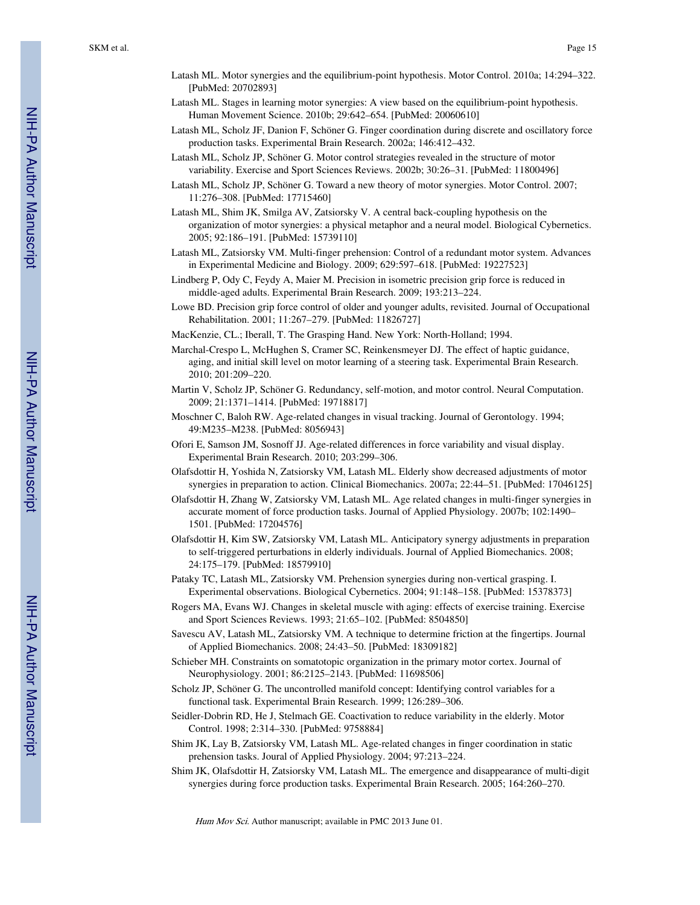Latash ML. Motor synergies and the equilibrium-point hypothesis. Motor Control. 2010a; 14:294–322. [PubMed: 20702893]

Latash ML. Stages in learning motor synergies: A view based on the equilibrium-point hypothesis. Human Movement Science. 2010b; 29:642–654. [PubMed: 20060610]

Latash ML, Scholz JF, Danion F, Schöner G. Finger coordination during discrete and oscillatory force production tasks. Experimental Brain Research. 2002a; 146:412–432.

Latash ML, Scholz JP, Schöner G. Motor control strategies revealed in the structure of motor variability. Exercise and Sport Sciences Reviews. 2002b; 30:26–31. [PubMed: 11800496]

Latash ML, Scholz JP, Schöner G. Toward a new theory of motor synergies. Motor Control. 2007; 11:276–308. [PubMed: 17715460]

Latash ML, Shim JK, Smilga AV, Zatsiorsky V. A central back-coupling hypothesis on the organization of motor synergies: a physical metaphor and a neural model. Biological Cybernetics. 2005; 92:186–191. [PubMed: 15739110]

Latash ML, Zatsiorsky VM. Multi-finger prehension: Control of a redundant motor system. Advances in Experimental Medicine and Biology. 2009; 629:597–618. [PubMed: 19227523]

Lindberg P, Ody C, Feydy A, Maier M. Precision in isometric precision grip force is reduced in middle-aged adults. Experimental Brain Research. 2009; 193:213–224.

Lowe BD. Precision grip force control of older and younger adults, revisited. Journal of Occupational Rehabilitation. 2001; 11:267–279. [PubMed: 11826727]

MacKenzie, CL.; Iberall, T. The Grasping Hand. New York: North-Holland; 1994.

Marchal-Crespo L, McHughen S, Cramer SC, Reinkensmeyer DJ. The effect of haptic guidance, aging, and initial skill level on motor learning of a steering task. Experimental Brain Research. 2010; 201:209–220.

Martin V, Scholz JP, Schöner G. Redundancy, self-motion, and motor control. Neural Computation. 2009; 21:1371–1414. [PubMed: 19718817]

Moschner C, Baloh RW. Age-related changes in visual tracking. Journal of Gerontology. 1994; 49:M235–M238. [PubMed: 8056943]

Ofori E, Samson JM, Sosnoff JJ. Age-related differences in force variability and visual display. Experimental Brain Research. 2010; 203:299–306.

Olafsdottir H, Yoshida N, Zatsiorsky VM, Latash ML. Elderly show decreased adjustments of motor synergies in preparation to action. Clinical Biomechanics. 2007a; 22:44–51. [PubMed: 17046125]

Olafsdottir H, Zhang W, Zatsiorsky VM, Latash ML. Age related changes in multi-finger synergies in accurate moment of force production tasks. Journal of Applied Physiology. 2007b; 102:1490–1501. [PubMed: 17204576]

Olafsdottir H, Kim SW, Zatsiorsky VM, Latash ML. Anticipatory synergy adjustments in preparation to self-triggered perturbations in elderly individuals. Journal of Applied Biomechanics. 2008; 24:175–179. [PubMed: 18579910]

Pataky TC, Latash ML, Zatsiorsky VM. Prehension synergies during non-vertical grasping. I. Experimental observations. Biological Cybernetics. 2004; 91:148–158. [PubMed: 15378373]

Rogers MA, Evans WJ. Changes in skeletal muscle with aging: effects of exercise training. Exercise and Sport Sciences Reviews. 1993; 21:65–102. [PubMed: 8504850]

Savescu AV, Latash ML, Zatsiorsky VM. A technique to determine friction at the fingertips. Journal of Applied Biomechanics. 2008; 24:43–50. [PubMed: 18309182]

Schieber MH. Constraints on somatotopic organization in the primary motor cortex. Journal of Neurophysiology. 2001; 86:2125–2143. [PubMed: 11698506]

Scholz JP, Schöner G. The uncontrolled manifold concept: Identifying control variables for a functional task. Experimental Brain Research. 1999; 126:289–306.

Seidler-Dobrin RD, He J, Stelmach GE. Coactivation to reduce variability in the elderly. Motor Control. 1998; 2:314–330. [PubMed: 9758884]

Shim JK, Lay B, Zatsiorsky VM, Latash ML. Age-related changes in finger coordination in static prehension tasks. Joural of Applied Physiology. 2004; 97:213–224.

Shim JK, Olafsdottir H, Zatsiorsky VM, Latash ML. The emergence and disappearance of multi-digit synergies during force production tasks. Experimental Brain Research. 2005; 164:260–270.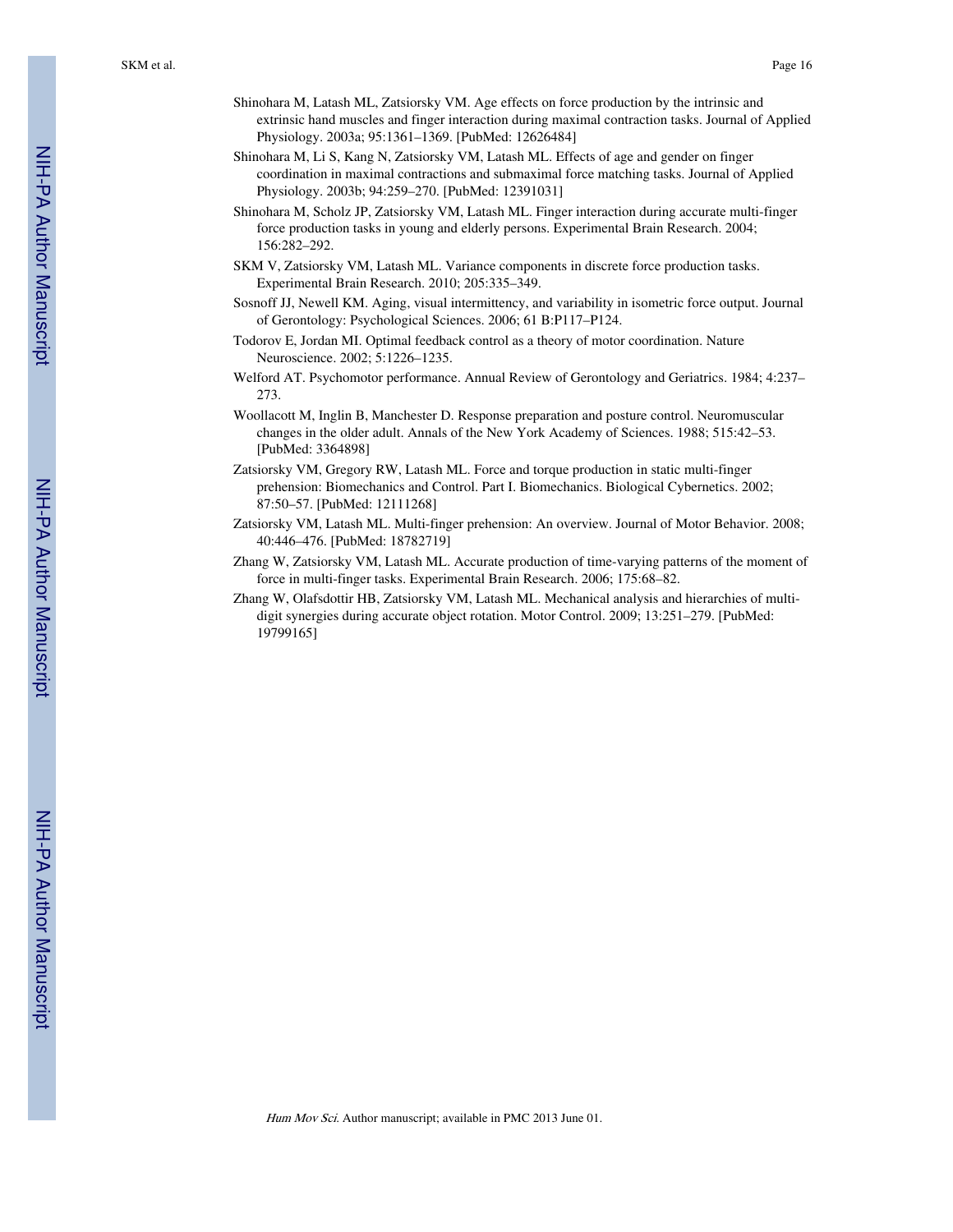Shinohara M, Latash ML, Zatsiorsky VM. Age effects on force production by the intrinsic and extrinsic hand muscles and finger interaction during maximal contraction tasks. Journal of Applied Physiology. 2003a; 95:1361–1369. [PubMed: 12626484]

Shinohara M, Li S, Kang N, Zatsiorsky VM, Latash ML. Effects of age and gender on finger coordination in maximal contractions and submaximal force matching tasks. Journal of Applied Physiology. 2003b; 94:259–270. [PubMed: 12391031]

Shinohara M, Scholz JP, Zatsiorsky VM, Latash ML. Finger interaction during accurate multi-finger force production tasks in young and elderly persons. Experimental Brain Research. 2004; 156:282–292.

SKM V, Zatsiorsky VM, Latash ML. Variance components in discrete force production tasks. Experimental Brain Research. 2010; 205:335–349.

Sosnoff JJ, Newell KM. Aging, visual intermittency, and variability in isometric force output. Journal of Gerontology: Psychological Sciences. 2006; 61 B:P117–P124.

Todorov E, Jordan MI. Optimal feedback control as a theory of motor coordination. Nature Neuroscience. 2002; 5:1226–1235.

Welford AT. Psychomotor performance. Annual Review of Gerontology and Geriatrics. 1984; 4:237–273.

Woollacott M, Inglin B, Manchester D. Response preparation and posture control. Neuromuscular changes in the older adult. Annals of the New York Academy of Sciences. 1988; 515:42–53. [PubMed: 3364898]

Zatsiorsky VM, Gregory RW, Latash ML. Force and torque production in static multi-finger prehension: Biomechanics and Control. Part I. Biomechanics. Biological Cybernetics. 2002; 87:50–57. [PubMed: 12111268]

Zatsiorsky VM, Latash ML. Multi-finger prehension: An overview. Journal of Motor Behavior. 2008; 40:446–476. [PubMed: 18782719]

Zhang W, Zatsiorsky VM, Latash ML. Accurate production of time-varying patterns of the moment of force in multi-finger tasks. Experimental Brain Research. 2006; 175:68–82.

Zhang W, Olafsdottir HB, Zatsiorsky VM, Latash ML. Mechanical analysis and hierarchies of multi-digit synergies during accurate object rotation. Motor Control. 2009; 13:251–279. [PubMed: 19799165]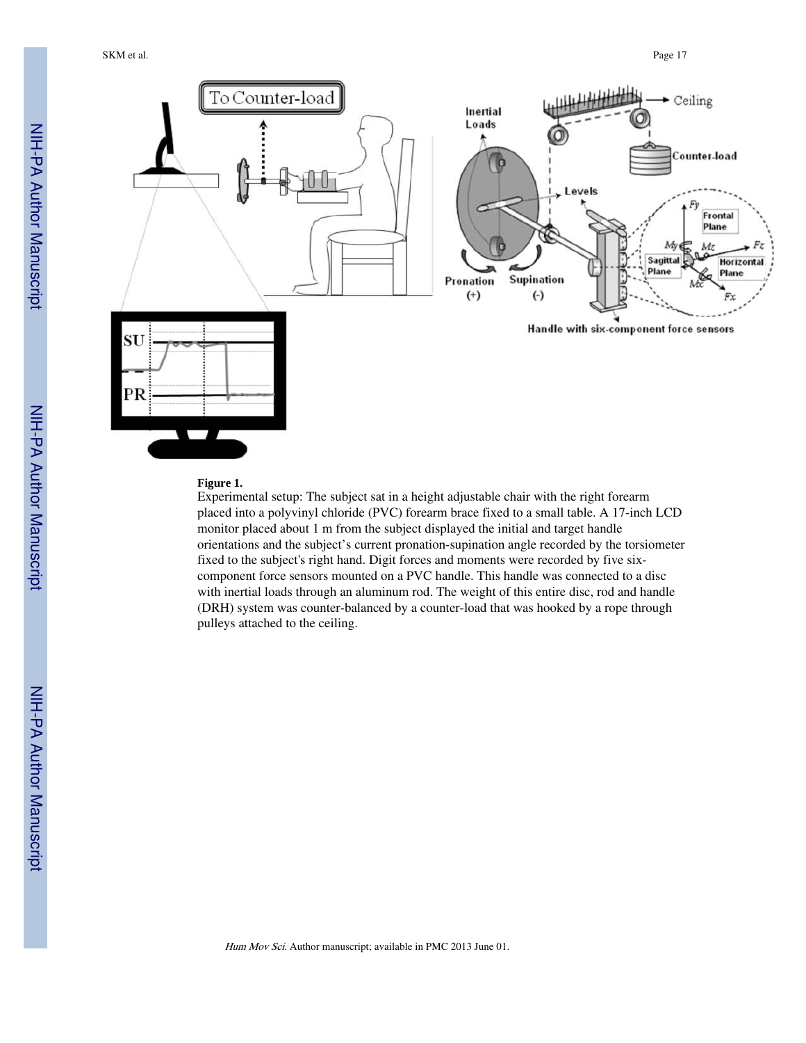**Figure 1.**

Experimental setup: The subject sat in a height adjustable chair with the right forearm placed into a polyvinyl chloride (PVC) forearm brace fixed to a small table. A 17-inch LCD monitor placed about 1 m from the subject displayed the initial and target handle orientations and the subject's current pronation-supination angle recorded by the torsiometer fixed to the subject's right hand. Digit forces and moments were recorded by five six-component force sensors mounted on a PVC handle. This handle was connected to a disc with inertial loads through an aluminum rod. The weight of this entire disc, rod and handle (DRH) system was counter-balanced by a counter-load that was hooked by a rope through pulleys attached to the ceiling.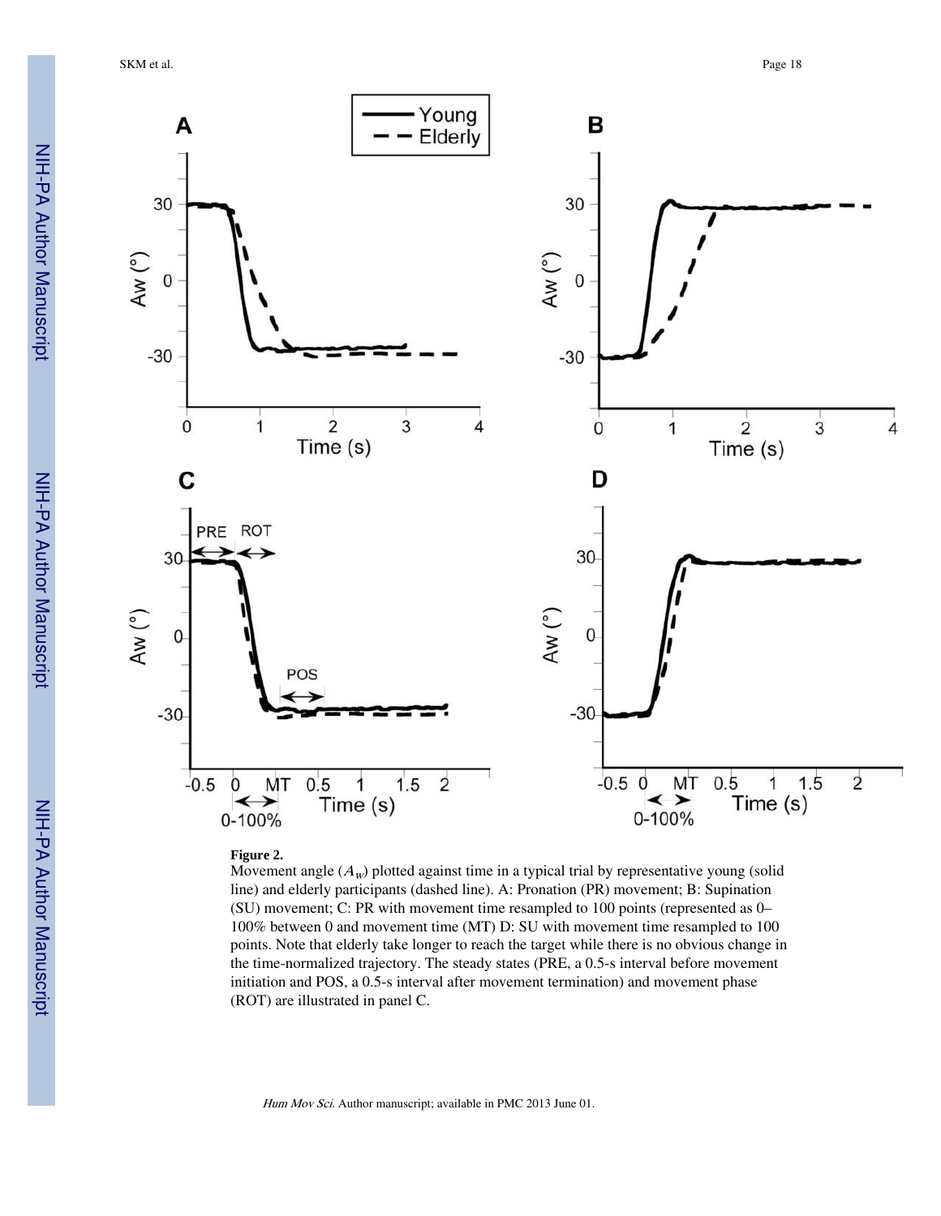**Figure 2.**

Movement angle ($A_W$) plotted against time in a typical trial by representative young (solid line) and elderly participants (dashed line). A: Pronation (PR) movement; B: Supination (SU) movement; C: PR with movement time resampled to 100 points (represented as 0–100% between 0 and movement time (MT) D: SU with movement time resampled to 100 points. Note that elderly take longer to reach the target while there is no obvious change in the time-normalized trajectory. The steady states (PRE, a 0.5-s interval before movement initiation and POS, a 0.5-s interval after movement termination) and movement phase (ROT) are illustrated in panel C.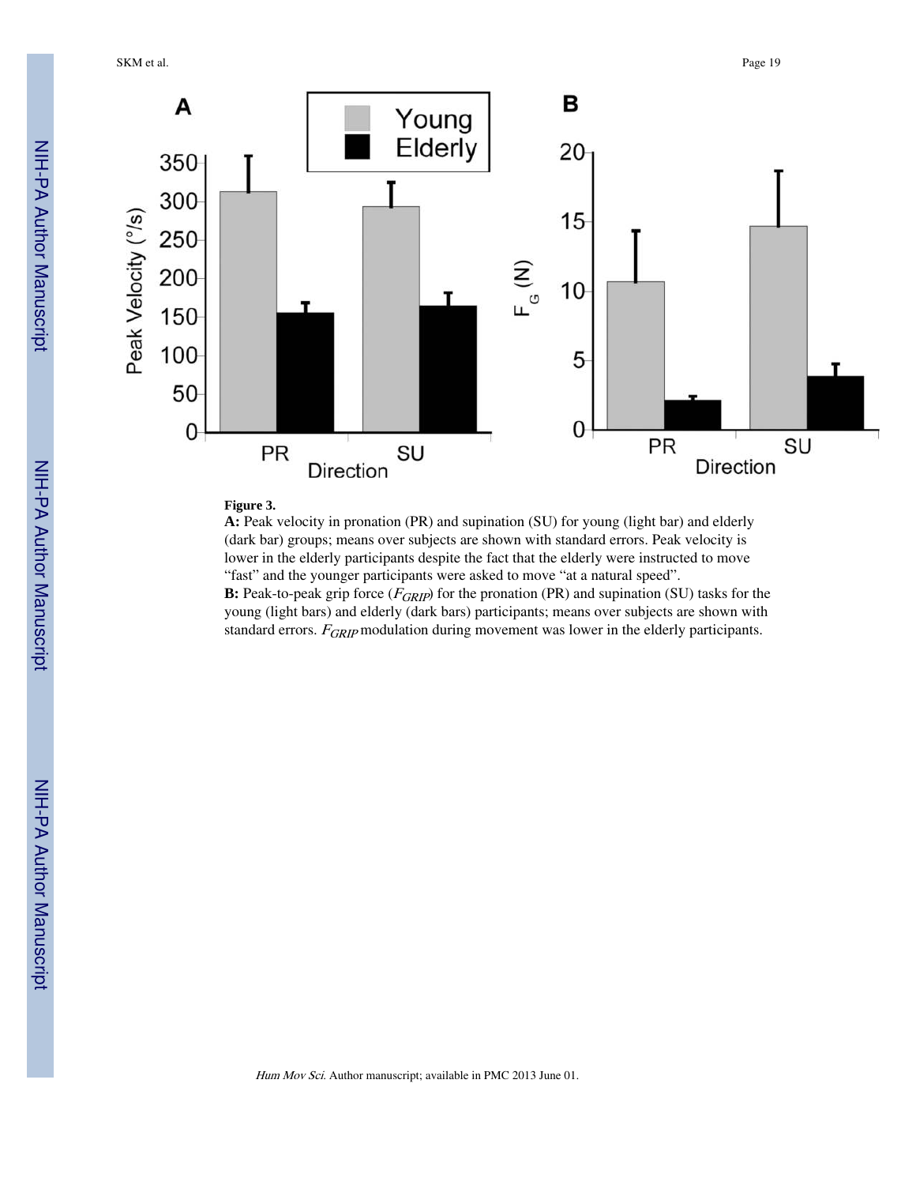**Figure 3.**

**A:** Peak velocity in pronation (PR) and supination (SU) for young (light bar) and elderly (dark bar) groups; means over subjects are shown with standard errors. Peak velocity is lower in the elderly participants despite the fact that the elderly were instructed to move "fast" and the younger participants were asked to move "at a natural speed".

**B:** Peak-to-peak grip force ($F_{GRIP}$) for the pronation (PR) and supination (SU) tasks for the young (light bars) and elderly (dark bars) participants; means over subjects are shown with standard errors. $F_{GRIP}$ modulation during movement was lower in the elderly participants.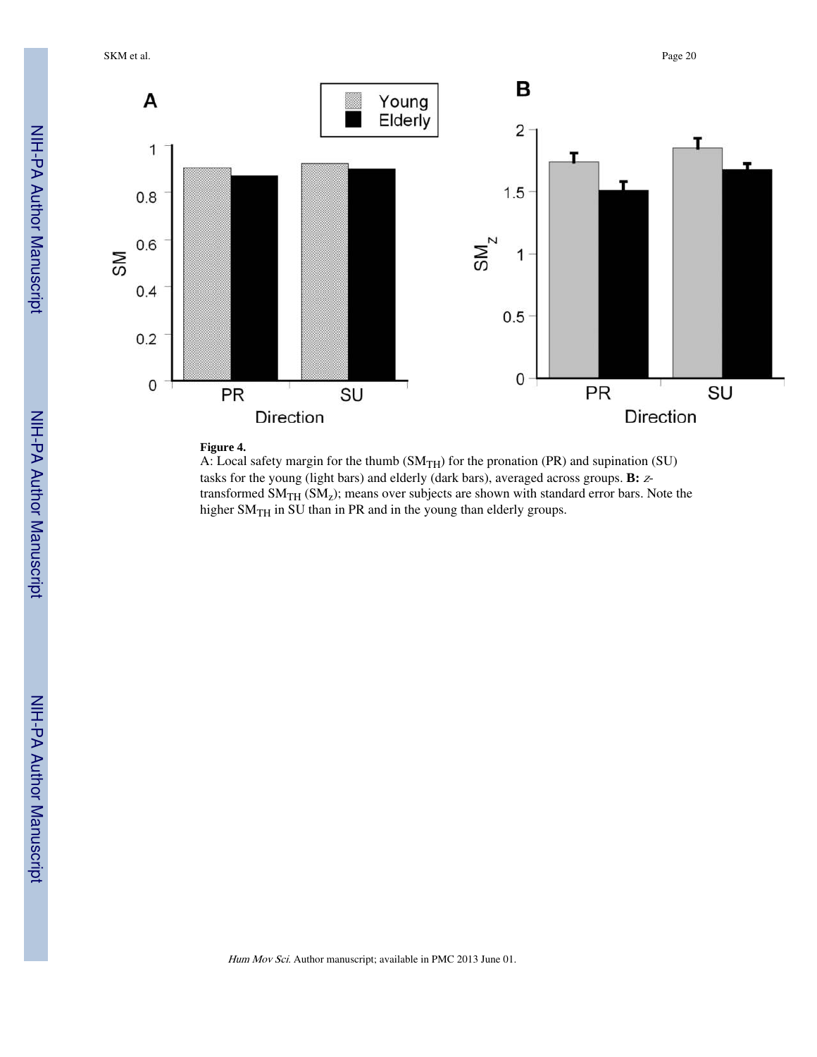**Figure 4.**

A: Local safety margin for the thumb ($SM_{TH}$) for the pronation (PR) and supination (SU) tasks for the young (light bars) and elderly (dark bars), averaged across groups. **B:** *z*-transformed $SM_{TH}$ ($SM_z$); means over subjects are shown with standard error bars. Note the higher $SM_{TH}$ in SU than in PR and in the young than elderly groups.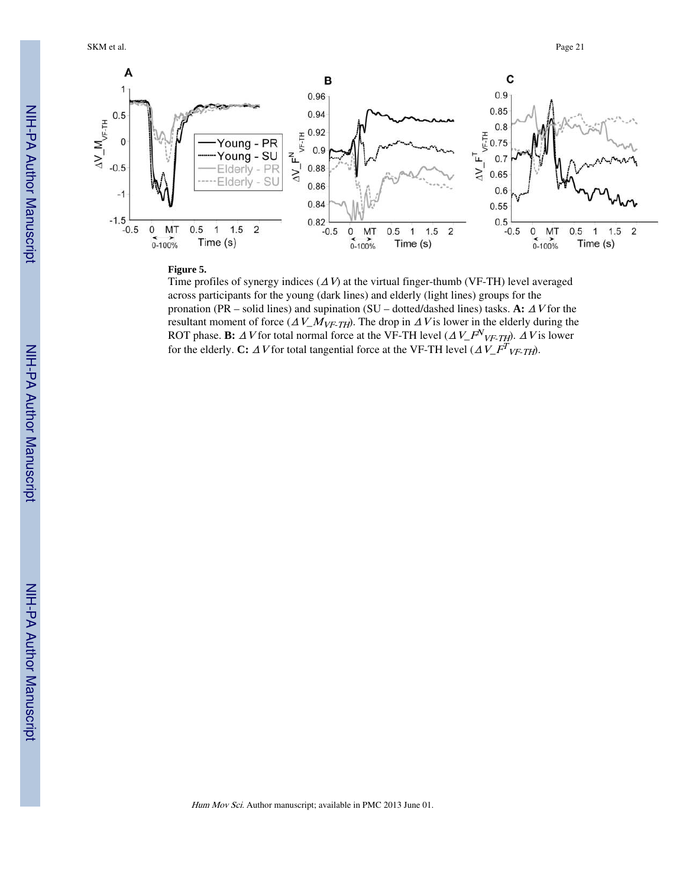**Figure 5.**

Time profiles of synergy indices ($\Delta V$) at the virtual finger-thumb (VF-TH) level averaged across participants for the young (dark lines) and elderly (light lines) groups for the pronation (PR – solid lines) and supination (SU – dotted/dashed lines) tasks. **A:** $\Delta V$ for the resultant moment of force ($\Delta V\_M_{VF\text{-}TH}$). The drop in $\Delta V$ is lower in the elderly during the ROT phase. **B:** $\Delta V$ for total normal force at the VF-TH level ($\Delta V\_F^{N}_{VF\text{-}TH}$). $\Delta V$ is lower for the elderly. **C:** $\Delta V$ for total tangential force at the VF-TH level ($\Delta V\_F^{T}_{VF\text{-}TH}$).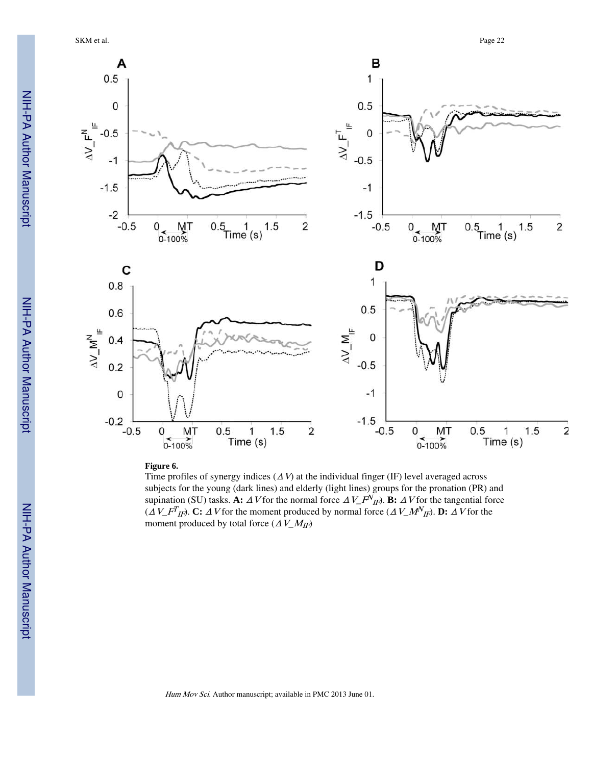**Figure 6.**

Time profiles of synergy indices ($\Delta V$) at the individual finger (IF) level averaged across subjects for the young (dark lines) and elderly (light lines) groups for the pronation (PR) and supination (SU) tasks. **A:** $\Delta V$ for the normal force $\Delta V\_F^{N}_{IF}$). **B:** $\Delta V$ for the tangential force ($\Delta V\_F^{T}_{IF}$). **C:** $\Delta V$ for the moment produced by normal force ($\Delta V\_M^{N}_{IF}$). **D:** $\Delta V$ for the moment produced by total force ($\Delta V\_M_{IF}$)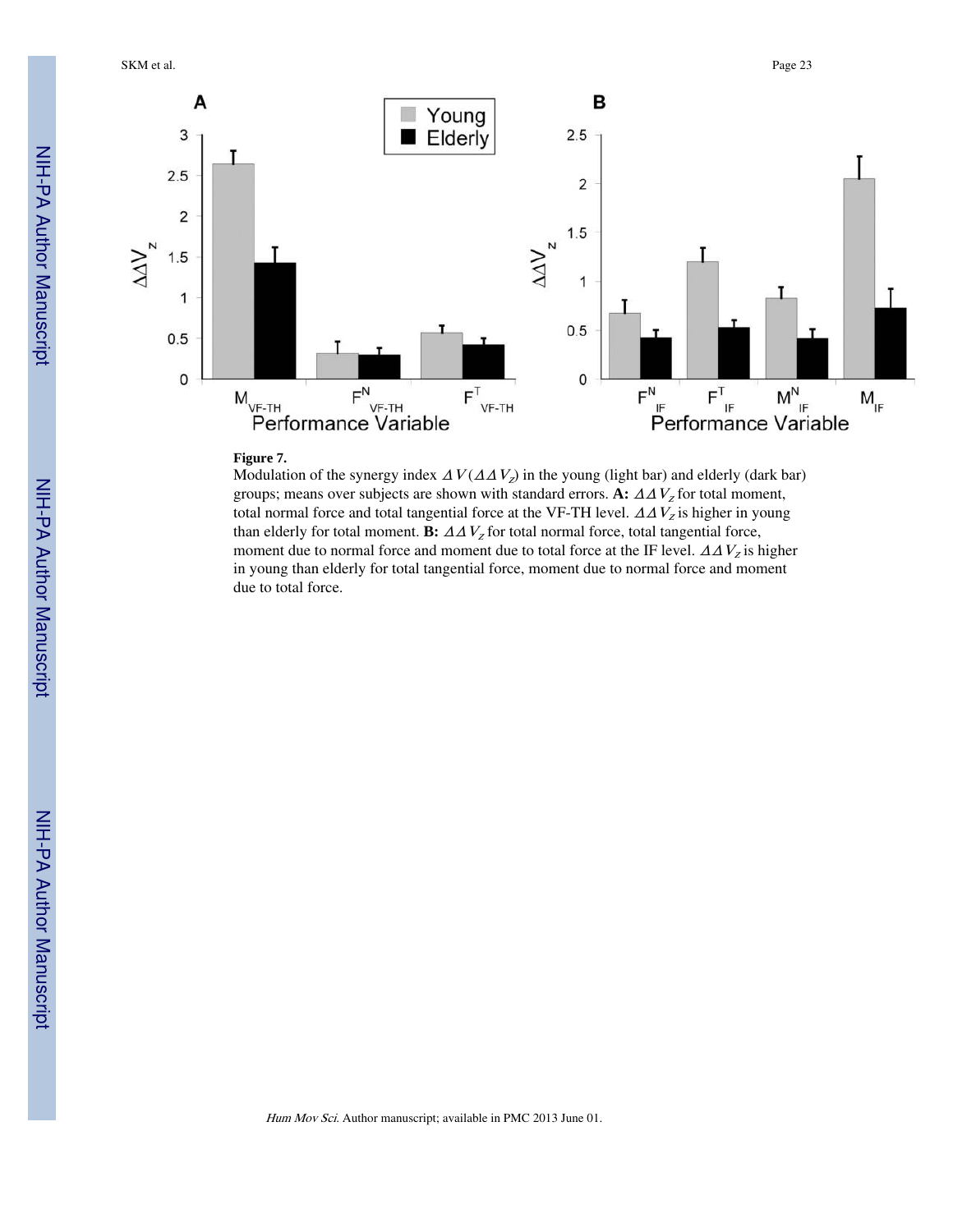A

Young

Elderly

3

2.5

2

1.5

1

0.5

0

$\Delta\Delta V_z$

$M_{VF\text{-}TH}$

$F^N_{VF\text{-}TH}$

$F^T_{VF\text{-}TH}$

Performance Variable

B

2.5

2

1.5

1

0.5

0

$\Delta\Delta V_z$

$F^N_{IF}$

$F^T_{IF}$

$M^N_{IF}$

$M_{IF}$

Performance Variable

**Figure 7.**

Modulation of the synergy index $\Delta V$ ($\Delta\Delta V_Z$) in the young (light bar) and elderly (dark bar) groups; means over subjects are shown with standard errors. **A:** $\Delta\Delta V_Z$ for total moment, total normal force and total tangential force at the VF-TH level. $\Delta\Delta V_Z$ is higher in young than elderly for total moment. **B:** $\Delta\Delta V_Z$ for total normal force, total tangential force, moment due to normal force and moment due to total force at the IF level. $\Delta\Delta V_Z$ is higher in young than elderly for total tangential force, moment due to normal force and moment due to total force.